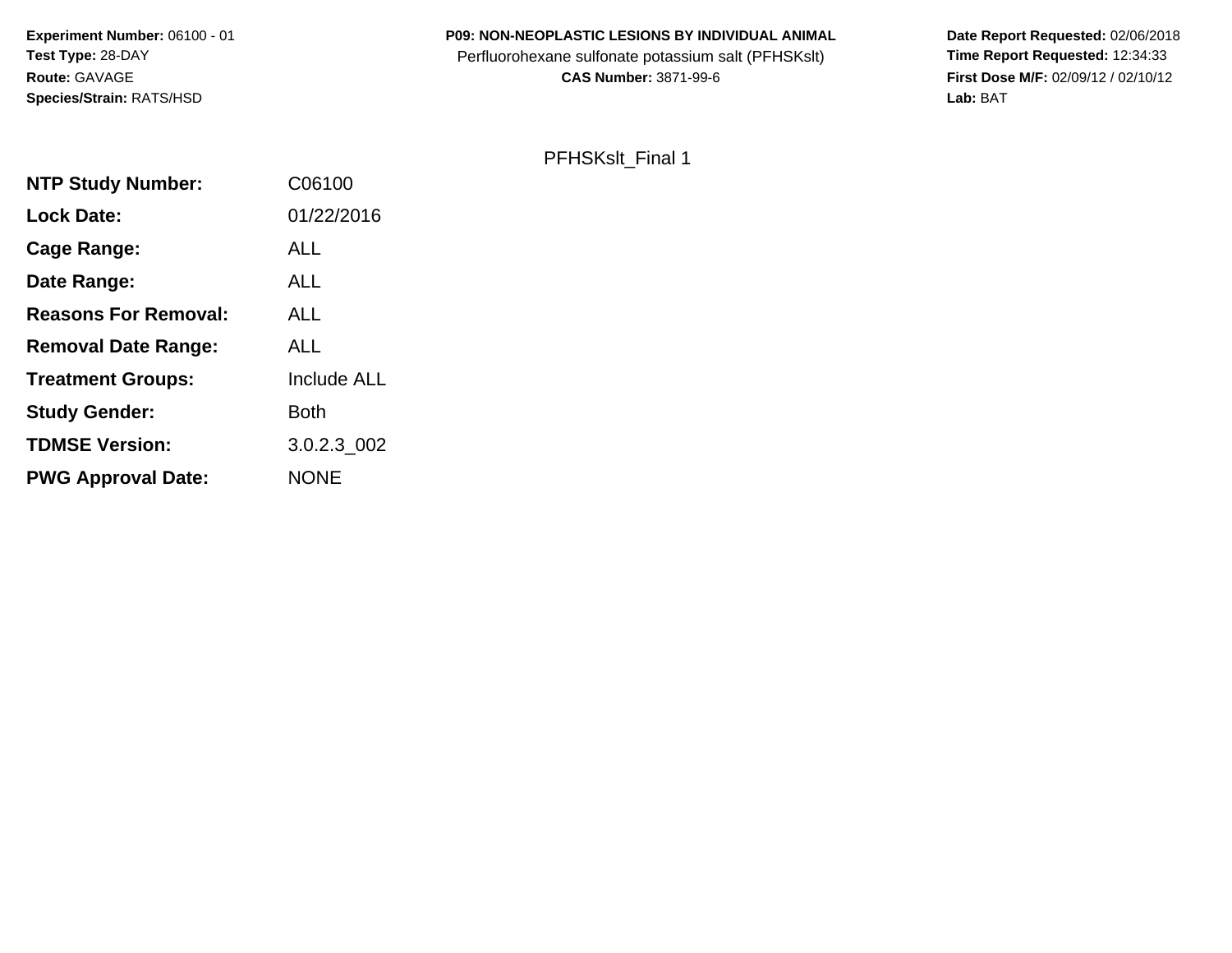**Experiment Number:** 06100 - 01
**Test Type:** 28-DAY
**Route:** GAVAGE
**Species/Strain:** RATS/HSD

**P09: NON-NEOPLASTIC LESIONS BY INDIVIDUAL ANIMAL**
Perfluorohexane sulfonate potassium salt (PFHSKslt)
**CAS Number:** 3871-99-6

**Date Report Requested:** 02/06/2018
**Time Report Requested:** 12:34:33
**First Dose M/F:** 02/09/12 / 02/10/12
**Lab:** BAT

PFHSKslt_Final 1

| | |
|---|---|
| **NTP Study Number:** | C06100 |
| **Lock Date:** | 01/22/2016 |
| **Cage Range:** | ALL |
| **Date Range:** | ALL |
| **Reasons For Removal:** | ALL |
| **Removal Date Range:** | ALL |
| **Treatment Groups:** | Include ALL |
| **Study Gender:** | Both |
| **TDMSE Version:** | 3.0.2.3_002 |
| **PWG Approval Date:** | NONE |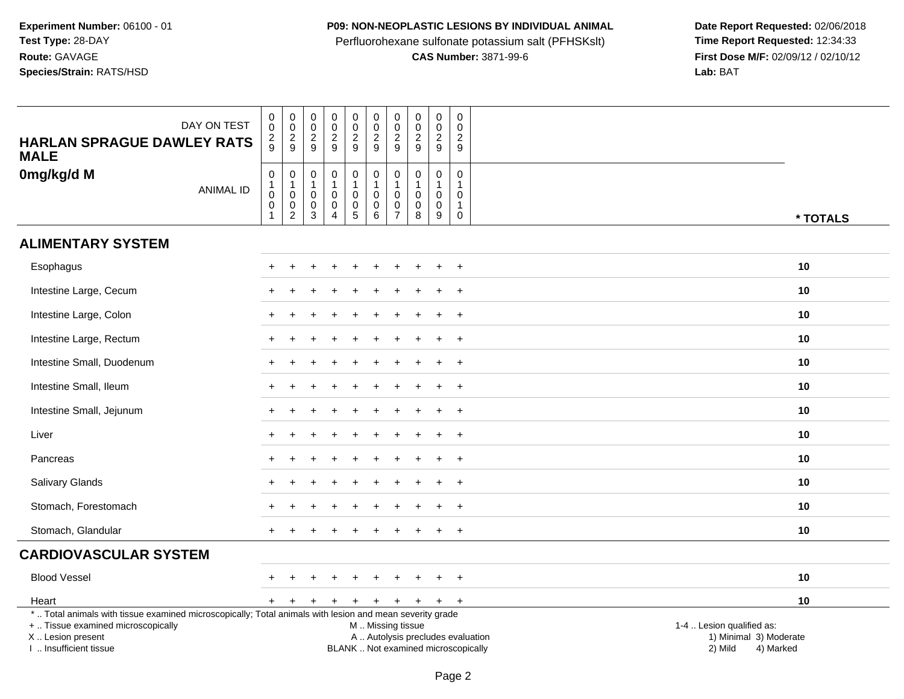**Experiment Number:** 06100 - 01
**Test Type:** 28-DAY
**Route:** GAVAGE
**Species/Strain:** RATS/HSD

**P09: NON-NEOPLASTIC LESIONS BY INDIVIDUAL ANIMAL**
Perfluorohexane sulfonate potassium salt (PFHSKslt)
**CAS Number:** 3871-99-6

**Date Report Requested:** 02/06/2018
**Time Report Requested:** 12:34:33
**First Dose M/F:** 02/09/12 / 02/10/12
**Lab:** BAT

| DAY ON TEST | 0029 | 0029 | 0029 | 0029 | 0029 | 0029 | 0029 | 0029 | 0029 | 0029 | |
|---|---|---|---|---|---|---|---|---|---|---|---|
| **HARLAN SPRAGUE DAWLEY RATS MALE** | | | | | | | | | | | |
| **0mg/kg/d M** ANIMAL ID | 01001 | 01002 | 01003 | 01004 | 01005 | 01006 | 01007 | 01008 | 01009 | 01010 | *** TOTALS** |
| **ALIMENTARY SYSTEM** | | | | | | | | | | | |
| Esophagus | + | + | + | + | + | + | + | + | + | + | **10** |
| Intestine Large, Cecum | + | + | + | + | + | + | + | + | + | + | **10** |
| Intestine Large, Colon | + | + | + | + | + | + | + | + | + | + | **10** |
| Intestine Large, Rectum | + | + | + | + | + | + | + | + | + | + | **10** |
| Intestine Small, Duodenum | + | + | + | + | + | + | + | + | + | + | **10** |
| Intestine Small, Ileum | + | + | + | + | + | + | + | + | + | + | **10** |
| Intestine Small, Jejunum | + | + | + | + | + | + | + | + | + | + | **10** |
| Liver | + | + | + | + | + | + | + | + | + | + | **10** |
| Pancreas | + | + | + | + | + | + | + | + | + | + | **10** |
| Salivary Glands | + | + | + | + | + | + | + | + | + | + | **10** |
| Stomach, Forestomach | + | + | + | + | + | + | + | + | + | + | **10** |
| Stomach, Glandular | + | + | + | + | + | + | + | + | + | + | **10** |
| **CARDIOVASCULAR SYSTEM** | | | | | | | | | | | |
| Blood Vessel | + | + | + | + | + | + | + | + | + | + | **10** |
| Heart | + | + | + | + | + | + | + | + | + | + | **10** |

* .. Total animals with tissue examined microscopically; Total animals with lesion and mean severity grade
+ .. Tissue examined microscopically
X .. Lesion present
I .. Insufficient tissue

M .. Missing tissue
A .. Autolysis precludes evaluation
BLANK .. Not examined microscopically

1-4 .. Lesion qualified as:
1) Minimal 3) Moderate
2) Mild 4) Marked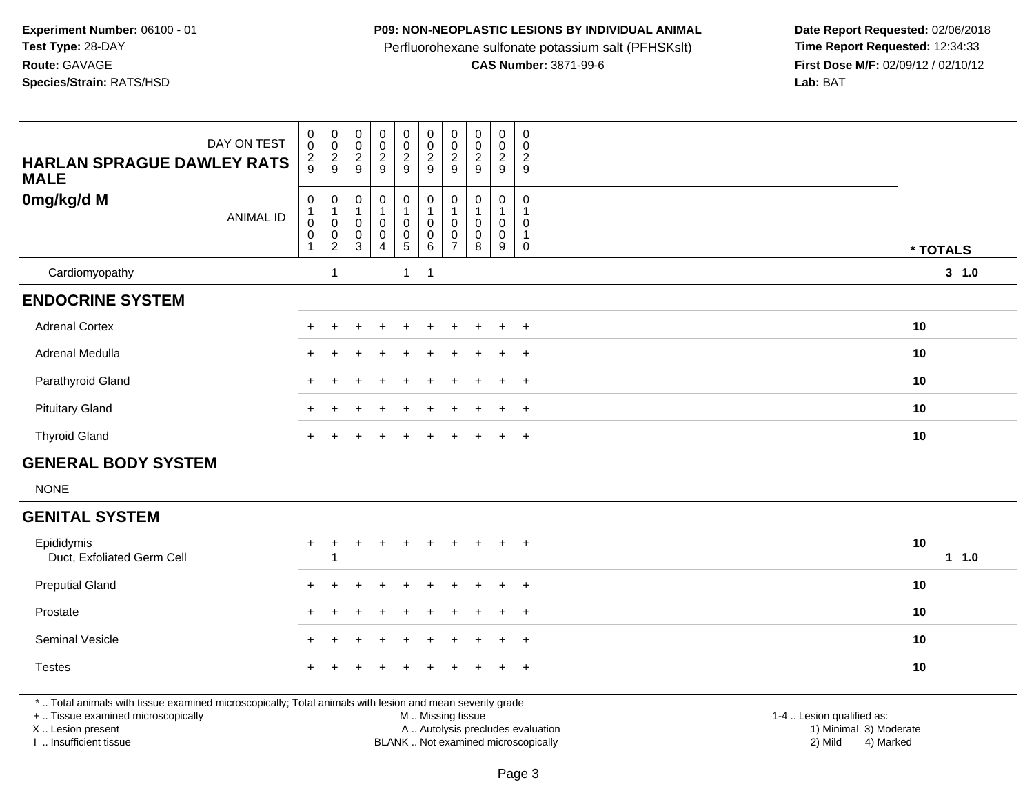**Experiment Number:** 06100 - 01
**Test Type:** 28-DAY
**Route:** GAVAGE
**Species/Strain:** RATS/HSD

**P09: NON-NEOPLASTIC LESIONS BY INDIVIDUAL ANIMAL**
Perfluorohexane sulfonate potassium salt (PFHSKslt)
**CAS Number:** 3871-99-6

**Date Report Requested:** 02/06/2018
**Time Report Requested:** 12:34:33
**First Dose M/F:** 02/09/12 / 02/10/12
**Lab:** BAT

| HARLAN SPRAGUE DAWLEY RATS MALE 0mg/kg/d M — DAY ON TEST | 0029 | 0029 | 0029 | 0029 | 0029 | 0029 | 0029 | 0029 | 0029 | 0029 | |
|---|---|---|---|---|---|---|---|---|---|---|---|
| ANIMAL ID | 01001 | 01002 | 01003 | 01004 | 01005 | 01006 | 01007 | 01008 | 01009 | 01010 | * TOTALS |
| Cardiomyopathy | | 1 | | | 1 | 1 | | | | | 3 1.0 |
| **ENDOCRINE SYSTEM** | | | | | | | | | | | |
| Adrenal Cortex | + | + | + | + | + | + | + | + | + | + | 10 |
| Adrenal Medulla | + | + | + | + | + | + | + | + | + | + | 10 |
| Parathyroid Gland | + | + | + | + | + | + | + | + | + | + | 10 |
| Pituitary Gland | + | + | + | + | + | + | + | + | + | + | 10 |
| Thyroid Gland | + | + | + | + | + | + | + | + | + | + | 10 |
| **GENERAL BODY SYSTEM** | | | | | | | | | | | |
| NONE | | | | | | | | | | | |
| **GENITAL SYSTEM** | | | | | | | | | | | |
| Epididymis | + | + | + | + | + | + | + | + | + | + | 10 |
| Duct, Exfoliated Germ Cell | | 1 | | | | | | | | | 1 1.0 |
| Preputial Gland | + | + | + | + | + | + | + | + | + | + | 10 |
| Prostate | + | + | + | + | + | + | + | + | + | + | 10 |
| Seminal Vesicle | + | + | + | + | + | + | + | + | + | + | 10 |
| Testes | + | + | + | + | + | + | + | + | + | + | 10 |

* .. Total animals with tissue examined microscopically; Total animals with lesion and mean severity grade
+ .. Tissue examined microscopically
X .. Lesion present
I .. Insufficient tissue

M .. Missing tissue
A .. Autolysis precludes evaluation
BLANK .. Not examined microscopically

1-4 .. Lesion qualified as:
1) Minimal 3) Moderate
2) Mild 4) Marked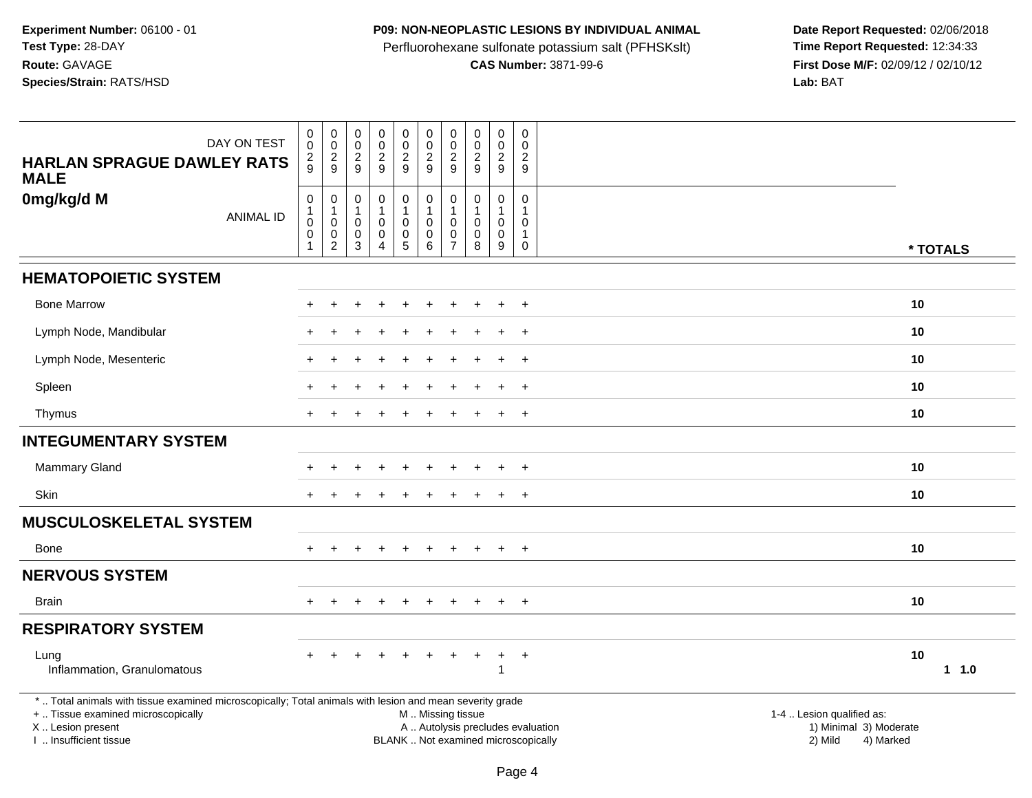**Experiment Number:** 06100 - 01
**Test Type:** 28-DAY
**Route:** GAVAGE
**Species/Strain:** RATS/HSD

**P09: NON-NEOPLASTIC LESIONS BY INDIVIDUAL ANIMAL**
Perfluorohexane sulfonate potassium salt (PFHSKslt)
**CAS Number:** 3871-99-6

**Date Report Requested:** 02/06/2018
**Time Report Requested:** 12:34:33
**First Dose M/F:** 02/09/12 / 02/10/12
**Lab:** BAT

| DAY ON TEST | 0029 | 0029 | 0029 | 0029 | 0029 | 0029 | 0029 | 0029 | 0029 | 0029 | |
|---|---|---|---|---|---|---|---|---|---|---|---|
| **HARLAN SPRAGUE DAWLEY RATS MALE** | | | | | | | | | | | |
| **0mg/kg/d M** ANIMAL ID | 01001 | 01002 | 01003 | 01004 | 01005 | 01006 | 01007 | 01008 | 01009 | 01010 | *** TOTALS** |
| **HEMATOPOIETIC SYSTEM** | | | | | | | | | | | |
| Bone Marrow | + | + | + | + | + | + | + | + | + | + | **10** |
| Lymph Node, Mandibular | + | + | + | + | + | + | + | + | + | + | **10** |
| Lymph Node, Mesenteric | + | + | + | + | + | + | + | + | + | + | **10** |
| Spleen | + | + | + | + | + | + | + | + | + | + | **10** |
| Thymus | + | + | + | + | + | + | + | + | + | + | **10** |
| **INTEGUMENTARY SYSTEM** | | | | | | | | | | | |
| Mammary Gland | + | + | + | + | + | + | + | + | + | + | **10** |
| Skin | + | + | + | + | + | + | + | + | + | + | **10** |
| **MUSCULOSKELETAL SYSTEM** | | | | | | | | | | | |
| Bone | + | + | + | + | + | + | + | + | + | + | **10** |
| **NERVOUS SYSTEM** | | | | | | | | | | | |
| Brain | + | + | + | + | + | + | + | + | + | + | **10** |
| **RESPIRATORY SYSTEM** | | | | | | | | | | | |
| Lung | + | + | + | + | + | + | + | + | + | + | **10** |
| Inflammation, Granulomatous | | | | | | | | | 1 | | **1 1.0** |

\* .. Total animals with tissue examined microscopically; Total animals with lesion and mean severity grade
\+ .. Tissue examined microscopically
X .. Lesion present
I .. Insufficient tissue

M .. Missing tissue
A .. Autolysis precludes evaluation
BLANK .. Not examined microscopically

1-4 .. Lesion qualified as:
1) Minimal 2) Mild 3) Moderate 4) Marked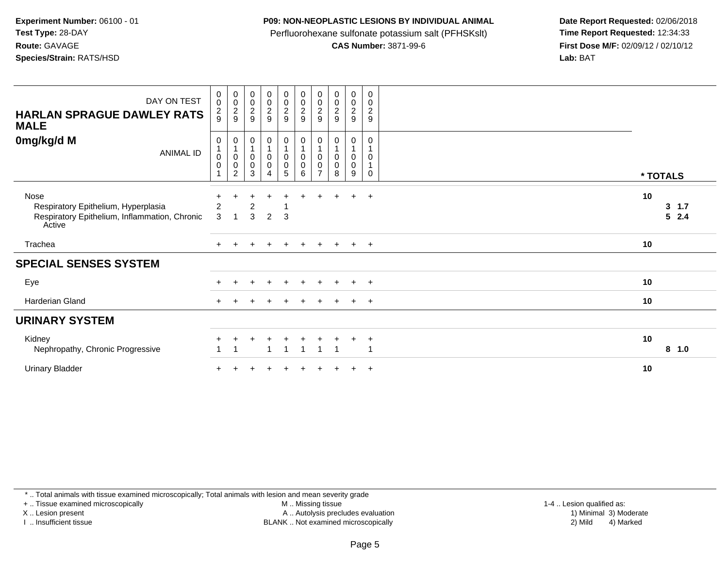**Experiment Number:** 06100 - 01
**Test Type:** 28-DAY
**Route:** GAVAGE
**Species/Strain:** RATS/HSD

**P09: NON-NEOPLASTIC LESIONS BY INDIVIDUAL ANIMAL**
Perfluorohexane sulfonate potassium salt (PFHSKslt)
**CAS Number:** 3871-99-6

**Date Report Requested:** 02/06/2018
**Time Report Requested:** 12:34:33
**First Dose M/F:** 02/09/12 / 02/10/12
**Lab:** BAT

| DAY ON TEST | 0029 | 0029 | 0029 | 0029 | 0029 | 0029 | 0029 | 0029 | 0029 | 0029 | |
|---|---|---|---|---|---|---|---|---|---|---|---|
| **HARLAN SPRAGUE DAWLEY RATS MALE** | | | | | | | | | | | |
| **0mg/kg/d M** ANIMAL ID | 01001 | 01002 | 01003 | 01004 | 01005 | 01006 | 01007 | 01008 | 01009 | 01010 | *** TOTALS** |
| Nose | + | + | + | + | + | + | + | + | + | + | **10** |
| Respiratory Epithelium, Hyperplasia | 2 | | 2 | | 1 | | | | | | **3 1.7** |
| Respiratory Epithelium, Inflammation, Chronic Active | 3 | 1 | 3 | 2 | 3 | | | | | | **5 2.4** |
| Trachea | + | + | + | + | + | + | + | + | + | + | **10** |
| **SPECIAL SENSES SYSTEM** | | | | | | | | | | | |
| Eye | + | + | + | + | + | + | + | + | + | + | **10** |
| Harderian Gland | + | + | + | + | + | + | + | + | + | + | **10** |
| **URINARY SYSTEM** | | | | | | | | | | | |
| Kidney | + | + | + | + | + | + | + | + | + | + | **10** |
| Nephropathy, Chronic Progressive | 1 | 1 | | 1 | 1 | 1 | 1 | 1 | | 1 | **8 1.0** |
| Urinary Bladder | + | + | + | + | + | + | + | + | + | + | **10** |

\* .. Total animals with tissue examined microscopically; Total animals with lesion and mean severity grade
\+ .. Tissue examined microscopically
X .. Lesion present
I .. Insufficient tissue
M .. Missing tissue
A .. Autolysis precludes evaluation
BLANK .. Not examined microscopically
1-4 .. Lesion qualified as:
1) Minimal 3) Moderate
2) Mild 4) Marked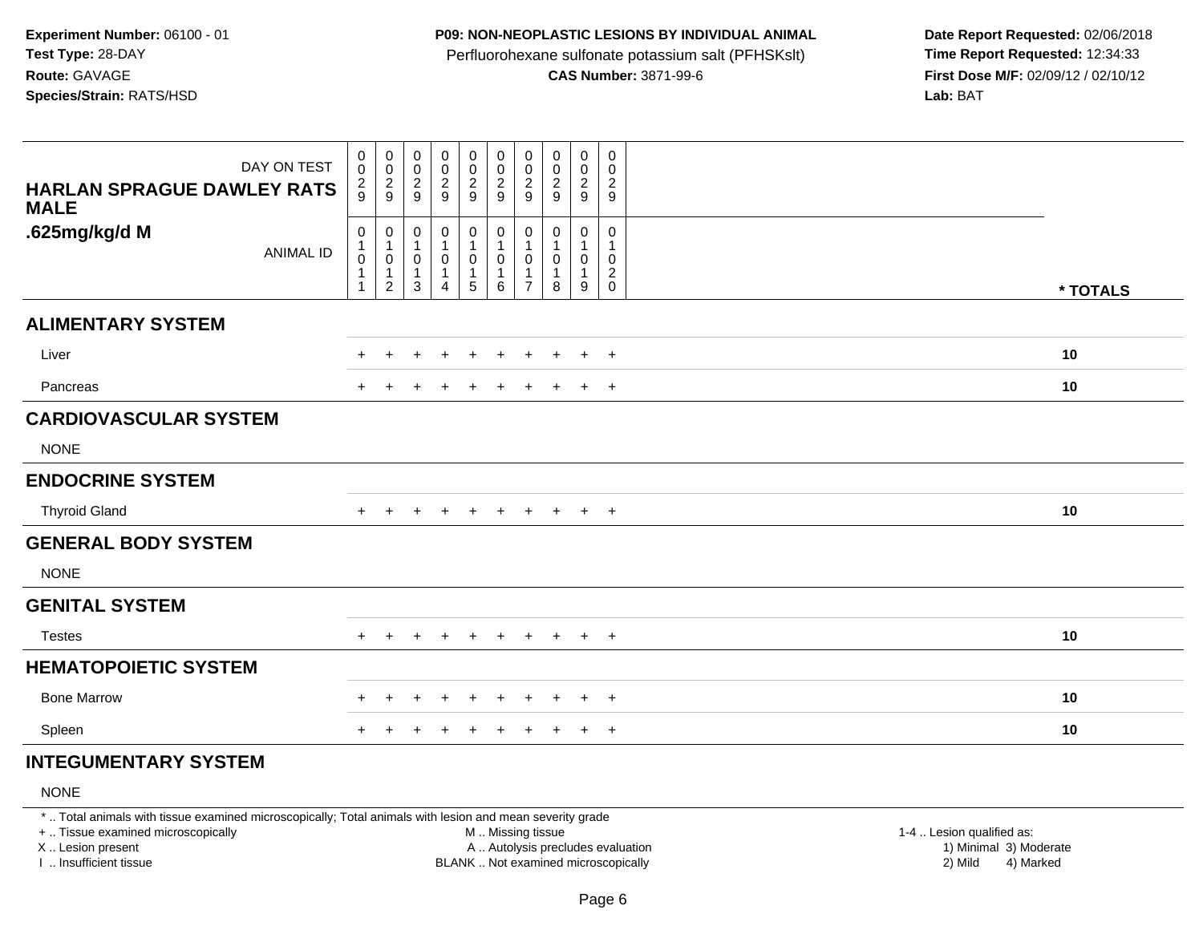**Experiment Number:** 06100 - 01
**Test Type:** 28-DAY
**Route:** GAVAGE
**Species/Strain:** RATS/HSD

**P09: NON-NEOPLASTIC LESIONS BY INDIVIDUAL ANIMAL**
Perfluorohexane sulfonate potassium salt (PFHSKslt)
**CAS Number:** 3871-99-6

**Date Report Requested:** 02/06/2018
**Time Report Requested:** 12:34:33
**First Dose M/F:** 02/09/12 / 02/10/12
**Lab:** BAT

| HARLAN SPRAGUE DAWLEY RATS MALE .625mg/kg/d M | | | | | | | | | | | |
|---|---|---|---|---|---|---|---|---|---|---|---|
| DAY ON TEST | 0029 | 0029 | 0029 | 0029 | 0029 | 0029 | 0029 | 0029 | 0029 | 0029 | |
| ANIMAL ID | 01011 | 01012 | 01013 | 01014 | 01015 | 01016 | 01017 | 01018 | 01019 | 01020 | * TOTALS |
| **ALIMENTARY SYSTEM** | | | | | | | | | | | |
| Liver | + | + | + | + | + | + | + | + | + | + | 10 |
| Pancreas | + | + | + | + | + | + | + | + | + | + | 10 |
| **CARDIOVASCULAR SYSTEM** | | | | | | | | | | | |
| NONE | | | | | | | | | | | |
| **ENDOCRINE SYSTEM** | | | | | | | | | | | |
| Thyroid Gland | + | + | + | + | + | + | + | + | + | + | 10 |
| **GENERAL BODY SYSTEM** | | | | | | | | | | | |
| NONE | | | | | | | | | | | |
| **GENITAL SYSTEM** | | | | | | | | | | | |
| Testes | + | + | + | + | + | + | + | + | + | + | 10 |
| **HEMATOPOIETIC SYSTEM** | | | | | | | | | | | |
| Bone Marrow | + | + | + | + | + | + | + | + | + | + | 10 |
| Spleen | + | + | + | + | + | + | + | + | + | + | 10 |
| **INTEGUMENTARY SYSTEM** | | | | | | | | | | | |
| NONE | | | | | | | | | | | |

* .. Total animals with tissue examined microscopically; Total animals with lesion and mean severity grade
+ .. Tissue examined microscopically
X .. Lesion present
I .. Insufficient tissue

M .. Missing tissue
A .. Autolysis precludes evaluation
BLANK .. Not examined microscopically

1-4 .. Lesion qualified as:
1) Minimal 3) Moderate
2) Mild 4) Marked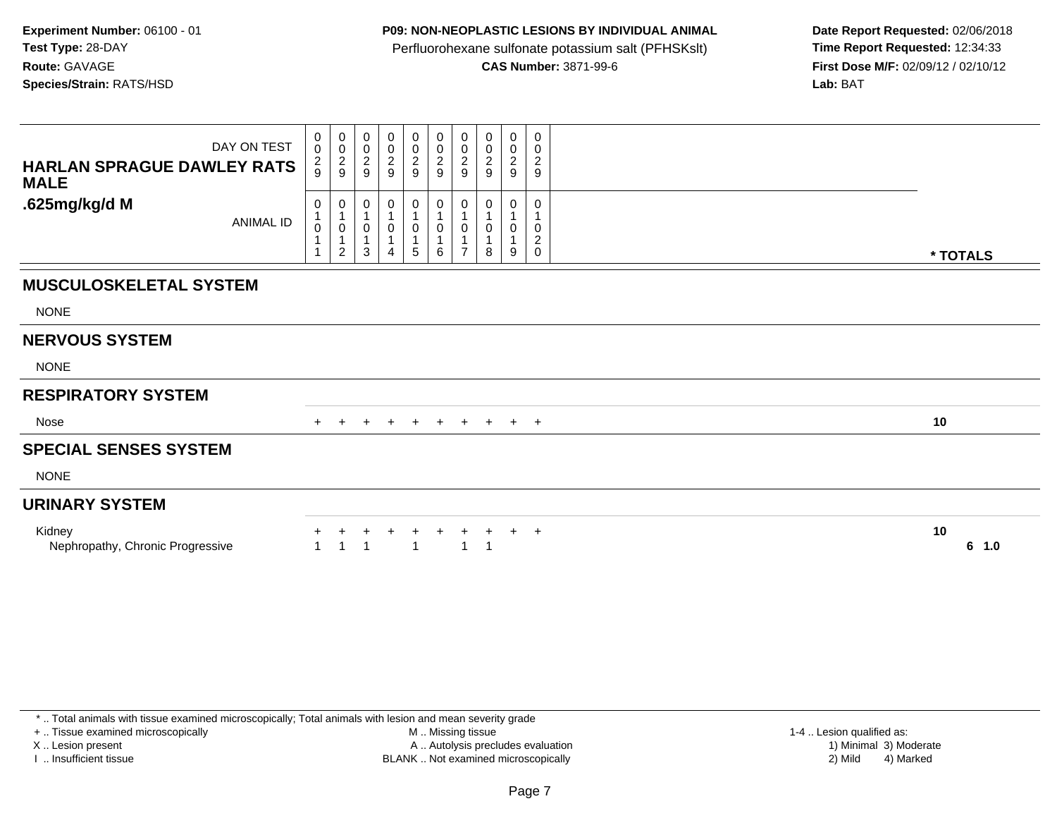**Experiment Number:** 06100 - 01
**Test Type:** 28-DAY
**Route:** GAVAGE
**Species/Strain:** RATS/HSD

**P09: NON-NEOPLASTIC LESIONS BY INDIVIDUAL ANIMAL**
Perfluorohexane sulfonate potassium salt (PFHSKslt)
**CAS Number:** 3871-99-6

**Date Report Requested:** 02/06/2018
**Time Report Requested:** 12:34:33
**First Dose M/F:** 02/09/12 / 02/10/12
**Lab:** BAT

| HARLAN SPRAGUE DAWLEY RATS MALE .625mg/kg/d M | | | | | | | | | | | |
|---|---|---|---|---|---|---|---|---|---|---|---|
| DAY ON TEST | 0029 | 0029 | 0029 | 0029 | 0029 | 0029 | 0029 | 0029 | 0029 | 0029 | |
| ANIMAL ID | 01011 | 01012 | 01013 | 01014 | 01015 | 01016 | 01017 | 01018 | 01019 | 01020 | * TOTALS |
| **MUSCULOSKELETAL SYSTEM** | | | | | | | | | | | |
| NONE | | | | | | | | | | | |
| **NERVOUS SYSTEM** | | | | | | | | | | | |
| NONE | | | | | | | | | | | |
| **RESPIRATORY SYSTEM** | | | | | | | | | | | |
| Nose | + | + | + | + | + | + | + | + | + | + | 10 |
| **SPECIAL SENSES SYSTEM** | | | | | | | | | | | |
| NONE | | | | | | | | | | | |
| **URINARY SYSTEM** | | | | | | | | | | | |
| Kidney | + | + | + | + | + | + | + | + | + | + | 10 |
| Nephropathy, Chronic Progressive | 1 | 1 | 1 | | 1 | | 1 | 1 | | | 6 1.0 |

* .. Total animals with tissue examined microscopically; Total animals with lesion and mean severity grade
+ .. Tissue examined microscopically
X .. Lesion present
I .. Insufficient tissue
M .. Missing tissue
A .. Autolysis precludes evaluation
BLANK .. Not examined microscopically
1-4 .. Lesion qualified as:
1) Minimal 2) Mild 3) Moderate 4) Marked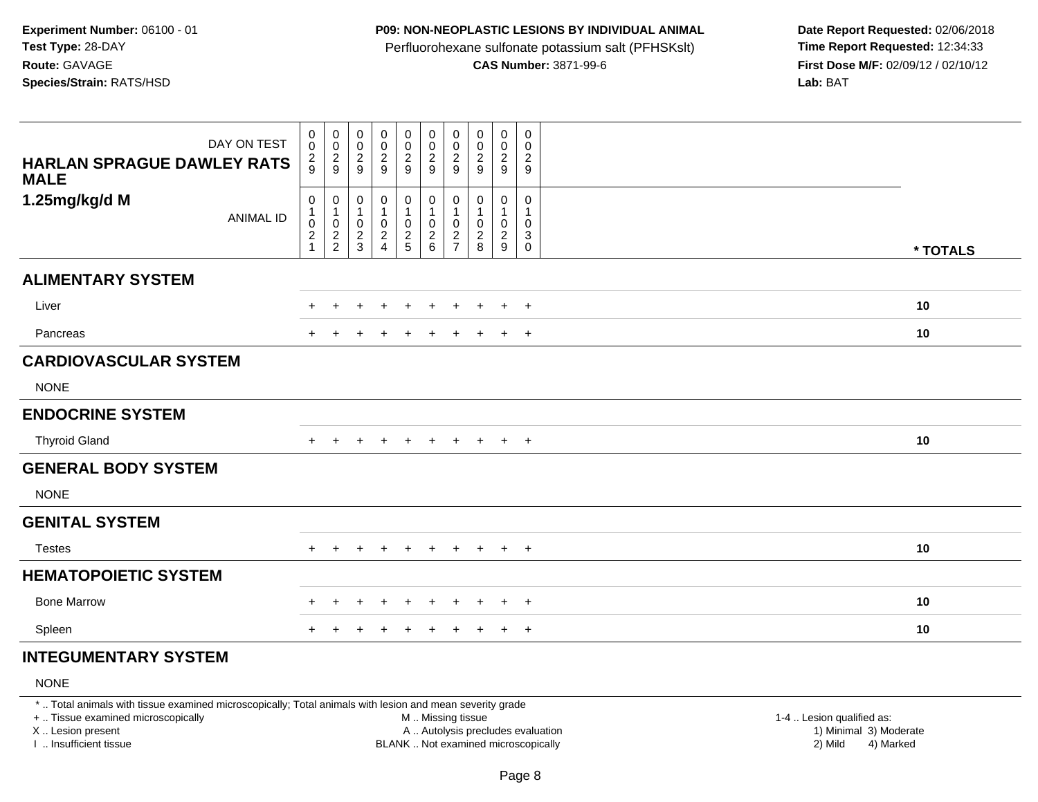**Experiment Number:** 06100 - 01
**Test Type:** 28-DAY
**Route:** GAVAGE
**Species/Strain:** RATS/HSD

**P09: NON-NEOPLASTIC LESIONS BY INDIVIDUAL ANIMAL**
Perfluorohexane sulfonate potassium salt (PFHSKslt)
**CAS Number:** 3871-99-6

**Date Report Requested:** 02/06/2018
**Time Report Requested:** 12:34:33
**First Dose M/F:** 02/09/12 / 02/10/12
**Lab:** BAT

| DAY ON TEST | 0029 | 0029 | 0029 | 0029 | 0029 | 0029 | 0029 | 0029 | 0029 | 0029 | |
|---|---|---|---|---|---|---|---|---|---|---|---|
| **HARLAN SPRAGUE DAWLEY RATS MALE 1.25mg/kg/d M** ANIMAL ID | 01021 | 01022 | 01023 | 01024 | 01025 | 01026 | 01027 | 01028 | 01029 | 01030 | *** TOTALS** |
| **ALIMENTARY SYSTEM** | | | | | | | | | | | |
| Liver | + | + | + | + | + | + | + | + | + | + | 10 |
| Pancreas | + | + | + | + | + | + | + | + | + | + | 10 |
| **CARDIOVASCULAR SYSTEM** | | | | | | | | | | | |
| NONE | | | | | | | | | | | |
| **ENDOCRINE SYSTEM** | | | | | | | | | | | |
| Thyroid Gland | + | + | + | + | + | + | + | + | + | + | 10 |
| **GENERAL BODY SYSTEM** | | | | | | | | | | | |
| NONE | | | | | | | | | | | |
| **GENITAL SYSTEM** | | | | | | | | | | | |
| Testes | + | + | + | + | + | + | + | + | + | + | 10 |
| **HEMATOPOIETIC SYSTEM** | | | | | | | | | | | |
| Bone Marrow | + | + | + | + | + | + | + | + | + | + | 10 |
| Spleen | + | + | + | + | + | + | + | + | + | + | 10 |
| **INTEGUMENTARY SYSTEM** | | | | | | | | | | | |
| NONE | | | | | | | | | | | |

* .. Total animals with tissue examined microscopically; Total animals with lesion and mean severity grade
+ .. Tissue examined microscopically
X .. Lesion present
I .. Insufficient tissue

M .. Missing tissue
A .. Autolysis precludes evaluation
BLANK .. Not examined microscopically

1-4 .. Lesion qualified as:
1) Minimal 3) Moderate
2) Mild 4) Marked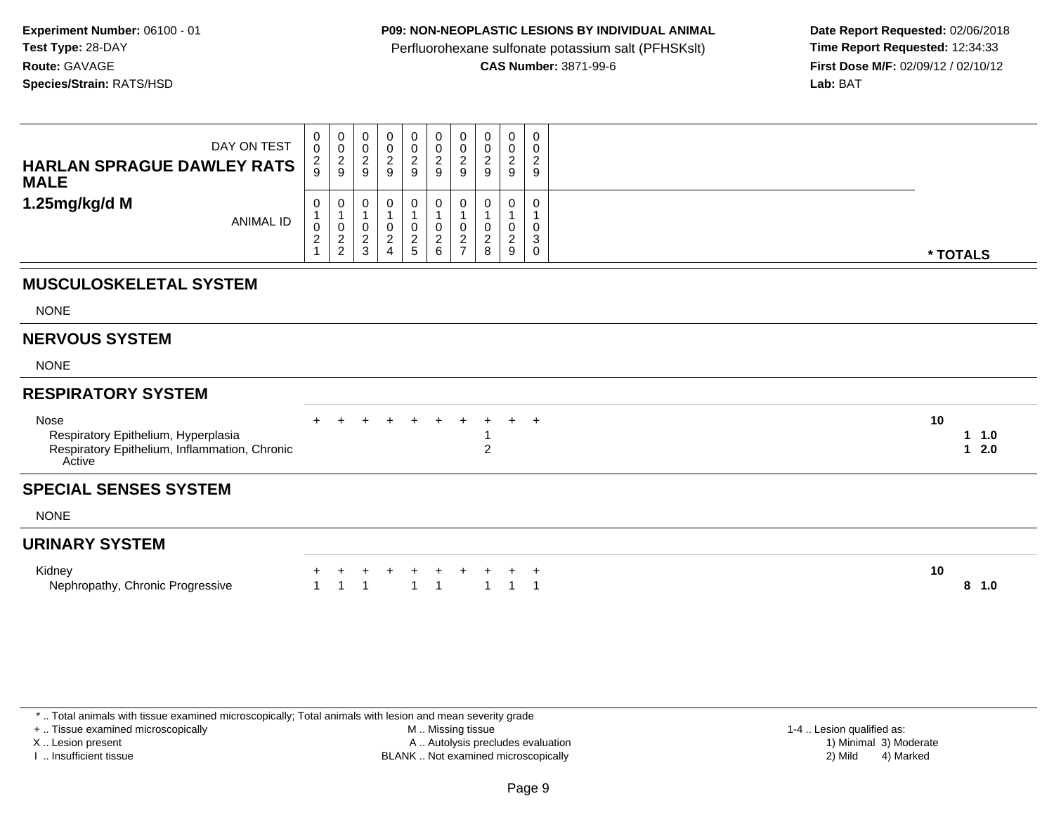**Experiment Number:** 06100 - 01
**Test Type:** 28-DAY
**Route:** GAVAGE
**Species/Strain:** RATS/HSD

**P09: NON-NEOPLASTIC LESIONS BY INDIVIDUAL ANIMAL**
Perfluorohexane sulfonate potassium salt (PFHSKslt)
**CAS Number:** 3871-99-6

**Date Report Requested:** 02/06/2018
**Time Report Requested:** 12:34:33
**First Dose M/F:** 02/09/12 / 02/10/12
**Lab:** BAT

**HARLAN SPRAGUE DAWLEY RATS MALE**
**1.25mg/kg/d M**

| DAY ON TEST | 0029 | 0029 | 0029 | 0029 | 0029 | 0029 | 0029 | 0029 | 0029 | 0029 | |
|---|---|---|---|---|---|---|---|---|---|---|---|
| ANIMAL ID | 01021 | 01022 | 01023 | 01024 | 01025 | 01026 | 01027 | 01028 | 01029 | 01030 | * TOTALS |
| **MUSCULOSKELETAL SYSTEM** | | | | | | | | | | | |
| NONE | | | | | | | | | | | |
| **NERVOUS SYSTEM** | | | | | | | | | | | |
| NONE | | | | | | | | | | | |
| **RESPIRATORY SYSTEM** | | | | | | | | | | | |
| Nose | + | + | + | + | + | + | + | + | + | + | 10 |
| Respiratory Epithelium, Hyperplasia | | | | | | | | 1 | | | 1 1.0 |
| Respiratory Epithelium, Inflammation, Chronic Active | | | | | | | | 2 | | | 1 2.0 |
| **SPECIAL SENSES SYSTEM** | | | | | | | | | | | |
| NONE | | | | | | | | | | | |
| **URINARY SYSTEM** | | | | | | | | | | | |
| Kidney | + | + | + | + | + | + | + | + | + | + | 10 |
| Nephropathy, Chronic Progressive | 1 | 1 | 1 | | 1 | 1 | | 1 | 1 | 1 | 8 1.0 |

* .. Total animals with tissue examined microscopically; Total animals with lesion and mean severity grade
+ .. Tissue examined microscopically
X .. Lesion present
I .. Insufficient tissue
M .. Missing tissue
A .. Autolysis precludes evaluation
BLANK .. Not examined microscopically
1-4 .. Lesion qualified as: 1) Minimal 2) Mild 3) Moderate 4) Marked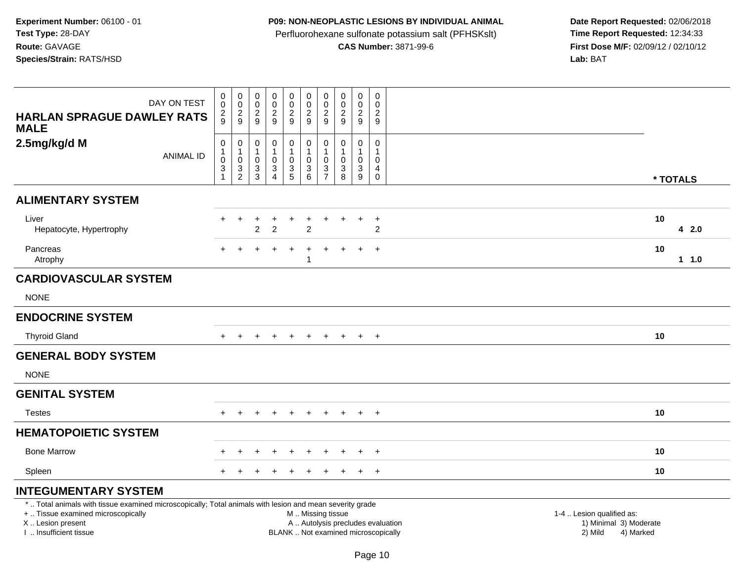**Experiment Number:** 06100 - 01
**Test Type:** 28-DAY
**Route:** GAVAGE
**Species/Strain:** RATS/HSD

**P09: NON-NEOPLASTIC LESIONS BY INDIVIDUAL ANIMAL**
Perfluorohexane sulfonate potassium salt (PFHSKslt)
**CAS Number:** 3871-99-6

**Date Report Requested:** 02/06/2018
**Time Report Requested:** 12:34:33
**First Dose M/F:** 02/09/12 / 02/10/12
**Lab:** BAT

| HARLAN SPRAGUE DAWLEY RATS MALE 2.5mg/kg/d M | | | | | | | | | | | |
|---|---|---|---|---|---|---|---|---|---|---|---|
| DAY ON TEST | 0029 | 0029 | 0029 | 0029 | 0029 | 0029 | 0029 | 0029 | 0029 | 0029 | |
| ANIMAL ID | 01031 | 01032 | 01033 | 01034 | 01035 | 01036 | 01037 | 01038 | 01039 | 01040 | * TOTALS |
| **ALIMENTARY SYSTEM** | | | | | | | | | | | |
| Liver | + | + | + | + | + | + | + | + | + | + | 10 |
| Hepatocyte, Hypertrophy | | | 2 | 2 | | 2 | | | | 2 | 4 2.0 |
| Pancreas | + | + | + | + | + | + | + | + | + | + | 10 |
| Atrophy | | | | | | 1 | | | | | 1 1.0 |
| **CARDIOVASCULAR SYSTEM** | | | | | | | | | | | |
| NONE | | | | | | | | | | | |
| **ENDOCRINE SYSTEM** | | | | | | | | | | | |
| Thyroid Gland | + | + | + | + | + | + | + | + | + | + | 10 |
| **GENERAL BODY SYSTEM** | | | | | | | | | | | |
| NONE | | | | | | | | | | | |
| **GENITAL SYSTEM** | | | | | | | | | | | |
| Testes | + | + | + | + | + | + | + | + | + | + | 10 |
| **HEMATOPOIETIC SYSTEM** | | | | | | | | | | | |
| Bone Marrow | + | + | + | + | + | + | + | + | + | + | 10 |
| Spleen | + | + | + | + | + | + | + | + | + | + | 10 |
| **INTEGUMENTARY SYSTEM** | | | | | | | | | | | |

\* .. Total animals with tissue examined microscopically; Total animals with lesion and mean severity grade
\+ .. Tissue examined microscopically
X .. Lesion present
I .. Insufficient tissue

M .. Missing tissue
A .. Autolysis precludes evaluation
BLANK .. Not examined microscopically

1-4 .. Lesion qualified as:
1) Minimal 3) Moderate
2) Mild 4) Marked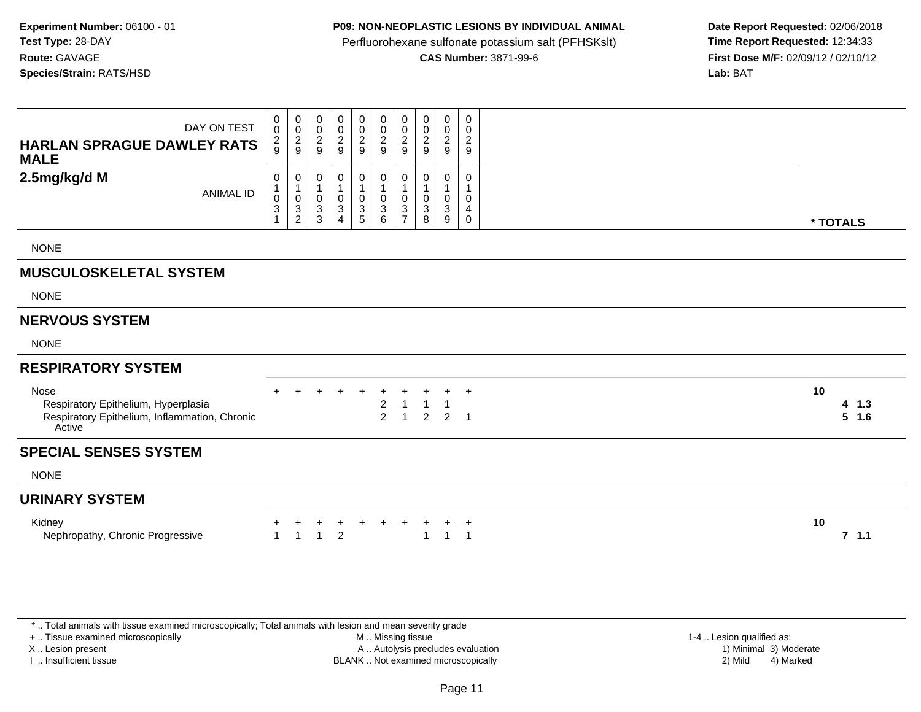**Experiment Number:** 06100 - 01
**Test Type:** 28-DAY
**Route:** GAVAGE
**Species/Strain:** RATS/HSD

**P09: NON-NEOPLASTIC LESIONS BY INDIVIDUAL ANIMAL**
Perfluorohexane sulfonate potassium salt (PFHSKslt)
**CAS Number:** 3871-99-6

**Date Report Requested:** 02/06/2018
**Time Report Requested:** 12:34:33
**First Dose M/F:** 02/09/12 / 02/10/12
**Lab:** BAT

| HARLAN SPRAGUE DAWLEY RATS MALE 2.5mg/kg/d M | | | | | | | | | | | |
|---|---|---|---|---|---|---|---|---|---|---|---|
| DAY ON TEST | 0029 | 0029 | 0029 | 0029 | 0029 | 0029 | 0029 | 0029 | 0029 | 0029 | |
| ANIMAL ID | 01031 | 01032 | 01033 | 01034 | 01035 | 01036 | 01037 | 01038 | 01039 | 01040 | * TOTALS |
| NONE | | | | | | | | | | | |
| **MUSCULOSKELETAL SYSTEM** | | | | | | | | | | | |
| NONE | | | | | | | | | | | |
| **NERVOUS SYSTEM** | | | | | | | | | | | |
| NONE | | | | | | | | | | | |
| **RESPIRATORY SYSTEM** | | | | | | | | | | | |
| Nose | + | + | + | + | + | + | + | + | + | + | **10** |
| Respiratory Epithelium, Hyperplasia | | | | | | 2 | 1 | 1 | 1 | | **4 1.3** |
| Respiratory Epithelium, Inflammation, Chronic Active | | | | | | 2 | 1 | 2 | 2 | 1 | **5 1.6** |
| **SPECIAL SENSES SYSTEM** | | | | | | | | | | | |
| NONE | | | | | | | | | | | |
| **URINARY SYSTEM** | | | | | | | | | | | |
| Kidney | + | + | + | + | + | + | + | + | + | + | **10** |
| Nephropathy, Chronic Progressive | 1 | 1 | 1 | 2 | | | | 1 | 1 | 1 | **7 1.1** |

* .. Total animals with tissue examined microscopically; Total animals with lesion and mean severity grade
+ .. Tissue examined microscopically
X .. Lesion present
I .. Insufficient tissue

M .. Missing tissue
A .. Autolysis precludes evaluation
BLANK .. Not examined microscopically

1-4 .. Lesion qualified as:
1) Minimal 3) Moderate
2) Mild 4) Marked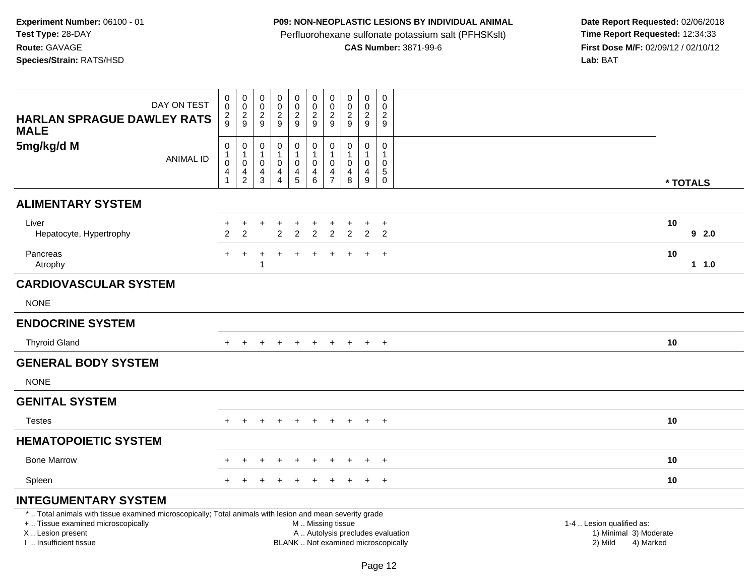**Experiment Number:** 06100 - 01
**Test Type:** 28-DAY
**Route:** GAVAGE
**Species/Strain:** RATS/HSD

**P09: NON-NEOPLASTIC LESIONS BY INDIVIDUAL ANIMAL**
Perfluorohexane sulfonate potassium salt (PFHSKslt)
**CAS Number:** 3871-99-6

**Date Report Requested:** 02/06/2018
**Time Report Requested:** 12:34:33
**First Dose M/F:** 02/09/12 / 02/10/12
**Lab:** BAT

| DAY ON TEST | 0029 | 0029 | 0029 | 0029 | 0029 | 0029 | 0029 | 0029 | 0029 | 0029 | |
|---|---|---|---|---|---|---|---|---|---|---|---|
| **HARLAN SPRAGUE DAWLEY RATS MALE** | | | | | | | | | | | |
| **5mg/kg/d M** ANIMAL ID | 01041 | 01042 | 01043 | 01044 | 01045 | 01046 | 01047 | 01048 | 01049 | 01050 | * TOTALS |
| **ALIMENTARY SYSTEM** | | | | | | | | | | | |
| Liver | + | + | + | + | + | + | + | + | + | + | 10 |
| Hepatocyte, Hypertrophy | 2 | 2 | | 2 | 2 | 2 | 2 | 2 | 2 | 2 | 9 2.0 |
| Pancreas | + | + | + | + | + | + | + | + | + | + | 10 |
| Atrophy | | | 1 | | | | | | | | 1 1.0 |
| **CARDIOVASCULAR SYSTEM** | | | | | | | | | | | |
| NONE | | | | | | | | | | | |
| **ENDOCRINE SYSTEM** | | | | | | | | | | | |
| Thyroid Gland | + | + | + | + | + | + | + | + | + | + | 10 |
| **GENERAL BODY SYSTEM** | | | | | | | | | | | |
| NONE | | | | | | | | | | | |
| **GENITAL SYSTEM** | | | | | | | | | | | |
| Testes | + | + | + | + | + | + | + | + | + | + | 10 |
| **HEMATOPOIETIC SYSTEM** | | | | | | | | | | | |
| Bone Marrow | + | + | + | + | + | + | + | + | + | + | 10 |
| Spleen | + | + | + | + | + | + | + | + | + | + | 10 |
| **INTEGUMENTARY SYSTEM** | | | | | | | | | | | |

* .. Total animals with tissue examined microscopically; Total animals with lesion and mean severity grade
+ .. Tissue examined microscopically
X .. Lesion present
I .. Insufficient tissue

M .. Missing tissue
A .. Autolysis precludes evaluation
BLANK .. Not examined microscopically

1-4 .. Lesion qualified as:
1) Minimal 3) Moderate
2) Mild 4) Marked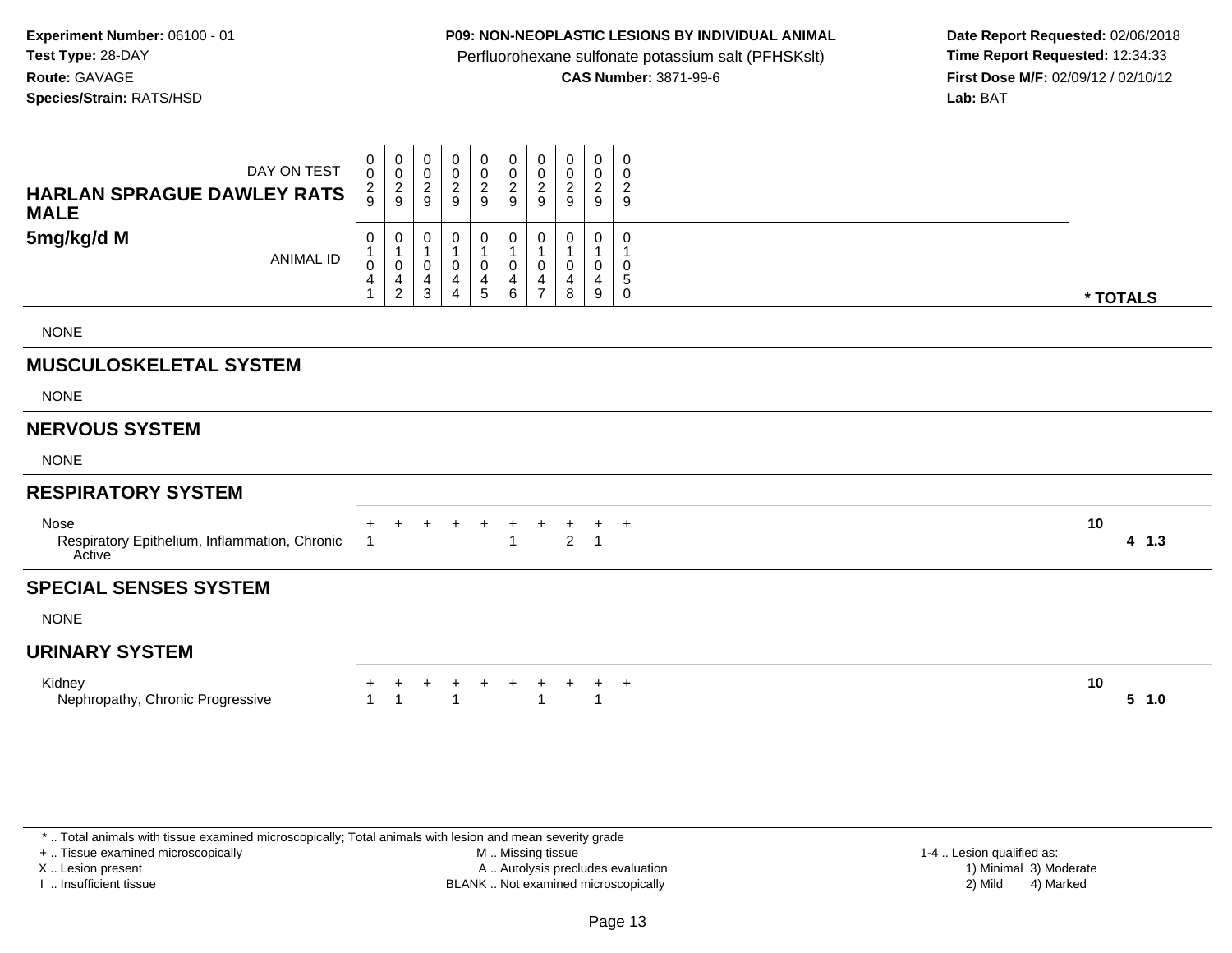**Experiment Number:** 06100 - 01
**Test Type:** 28-DAY
**Route:** GAVAGE
**Species/Strain:** RATS/HSD

**P09: NON-NEOPLASTIC LESIONS BY INDIVIDUAL ANIMAL**
Perfluorohexane sulfonate potassium salt (PFHSKslt)
**CAS Number:** 3871-99-6

**Date Report Requested:** 02/06/2018
**Time Report Requested:** 12:34:33
**First Dose M/F:** 02/09/12 / 02/10/12
**Lab:** BAT

| HARLAN SPRAGUE DAWLEY RATS MALE 5mg/kg/d M | 0 0 2 9 | 0 0 2 9 | 0 0 2 9 | 0 0 2 9 | 0 0 2 9 | 0 0 2 9 | 0 0 2 9 | 0 0 2 9 | 0 0 2 9 | 0 0 2 9 | |
|---|---|---|---|---|---|---|---|---|---|---|---|
| ANIMAL ID | 0 1 0 4 1 | 0 1 0 4 2 | 0 1 0 4 3 | 0 1 0 4 4 | 0 1 0 4 5 | 0 1 0 4 6 | 0 1 0 4 7 | 0 1 0 4 8 | 0 1 0 4 9 | 0 1 0 5 0 | * TOTALS |
| NONE | | | | | | | | | | | |
| **MUSCULOSKELETAL SYSTEM** | | | | | | | | | | | |
| NONE | | | | | | | | | | | |
| **NERVOUS SYSTEM** | | | | | | | | | | | |
| NONE | | | | | | | | | | | |
| **RESPIRATORY SYSTEM** | | | | | | | | | | | |
| Nose | + | + | + | + | + | + | + | + | + | + | 10 |
| Respiratory Epithelium, Inflammation, Chronic Active | 1 | | | | | 1 | | 2 | 1 | | 4 1.3 |
| **SPECIAL SENSES SYSTEM** | | | | | | | | | | | |
| NONE | | | | | | | | | | | |
| **URINARY SYSTEM** | | | | | | | | | | | |
| Kidney | + | + | + | + | + | + | + | + | + | + | 10 |
| Nephropathy, Chronic Progressive | 1 | 1 | | 1 | | | 1 | | 1 | | 5 1.0 |

\* .. Total animals with tissue examined microscopically; Total animals with lesion and mean severity grade
\+ .. Tissue examined microscopically
X .. Lesion present
I .. Insufficient tissue
M .. Missing tissue
A .. Autolysis precludes evaluation
BLANK .. Not examined microscopically
1-4 .. Lesion qualified as:
1) Minimal 2) Mild 3) Moderate 4) Marked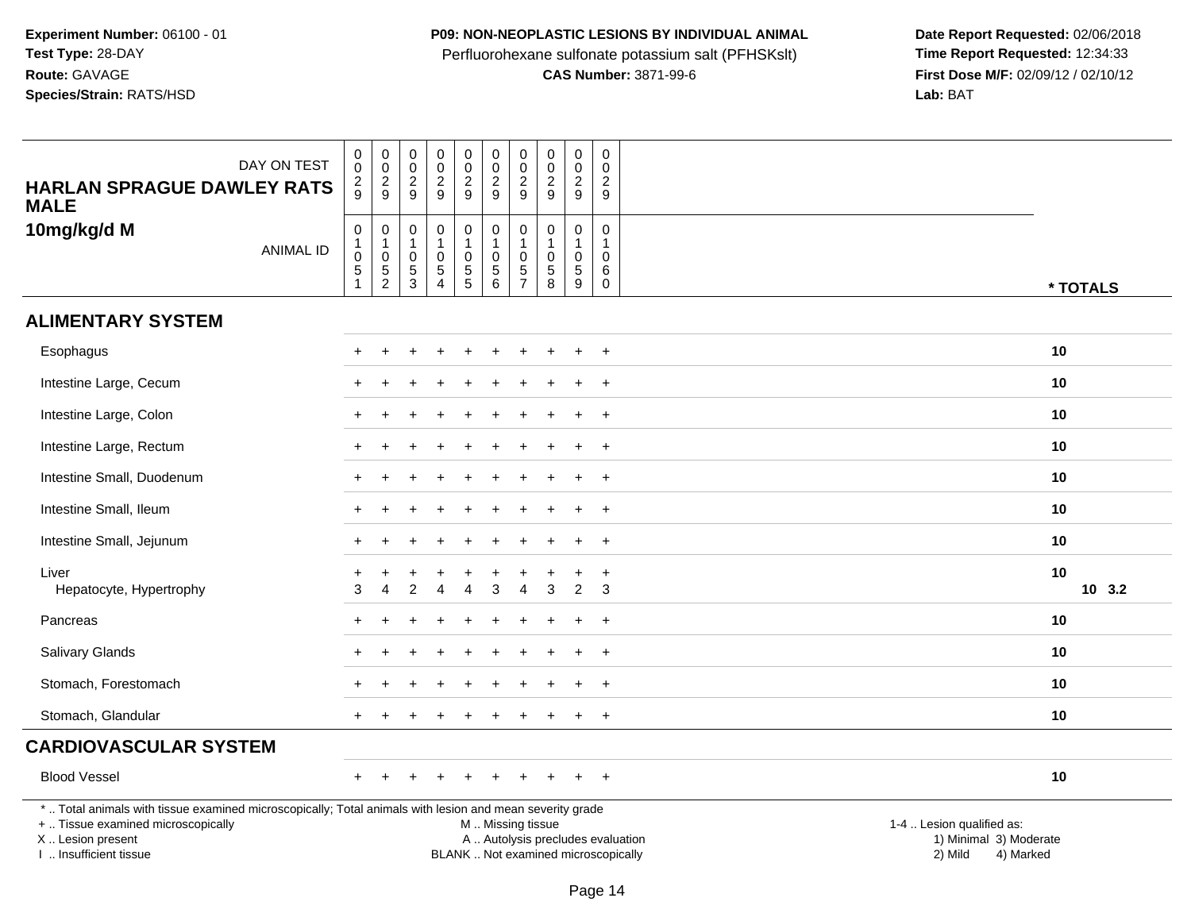**Experiment Number:** 06100 - 01
**Test Type:** 28-DAY
**Route:** GAVAGE
**Species/Strain:** RATS/HSD

**P09: NON-NEOPLASTIC LESIONS BY INDIVIDUAL ANIMAL**
Perfluorohexane sulfonate potassium salt (PFHSKslt)
**CAS Number:** 3871-99-6

**Date Report Requested:** 02/06/2018
**Time Report Requested:** 12:34:33
**First Dose M/F:** 02/09/12 / 02/10/12
**Lab:** BAT

**HARLAN SPRAGUE DAWLEY RATS MALE**
**10mg/kg/d M**

| DAY ON TEST | 0029 | 0029 | 0029 | 0029 | 0029 | 0029 | 0029 | 0029 | 0029 | 0029 | |
|---|---|---|---|---|---|---|---|---|---|---|---|
| ANIMAL ID | 01051 | 01052 | 01053 | 01054 | 01055 | 01056 | 01057 | 01058 | 01059 | 01060 | * TOTALS |
| **ALIMENTARY SYSTEM** | | | | | | | | | | | |
| Esophagus | + | + | + | + | + | + | + | + | + | + | 10 |
| Intestine Large, Cecum | + | + | + | + | + | + | + | + | + | + | 10 |
| Intestine Large, Colon | + | + | + | + | + | + | + | + | + | + | 10 |
| Intestine Large, Rectum | + | + | + | + | + | + | + | + | + | + | 10 |
| Intestine Small, Duodenum | + | + | + | + | + | + | + | + | + | + | 10 |
| Intestine Small, Ileum | + | + | + | + | + | + | + | + | + | + | 10 |
| Intestine Small, Jejunum | + | + | + | + | + | + | + | + | + | + | 10 |
| Liver | + | + | + | + | + | + | + | + | + | + | 10 |
| Hepatocyte, Hypertrophy | 3 | 4 | 2 | 4 | 4 | 3 | 4 | 3 | 2 | 3 | 10 3.2 |
| Pancreas | + | + | + | + | + | + | + | + | + | + | 10 |
| Salivary Glands | + | + | + | + | + | + | + | + | + | + | 10 |
| Stomach, Forestomach | + | + | + | + | + | + | + | + | + | + | 10 |
| Stomach, Glandular | + | + | + | + | + | + | + | + | + | + | 10 |
| **CARDIOVASCULAR SYSTEM** | | | | | | | | | | | |
| Blood Vessel | + | + | + | + | + | + | + | + | + | + | 10 |

\* .. Total animals with tissue examined microscopically; Total animals with lesion and mean severity grade
+ .. Tissue examined microscopically
X .. Lesion present
I .. Insufficient tissue

M .. Missing tissue
A .. Autolysis precludes evaluation
BLANK .. Not examined microscopically

1-4 .. Lesion qualified as:
1) Minimal 3) Moderate
2) Mild 4) Marked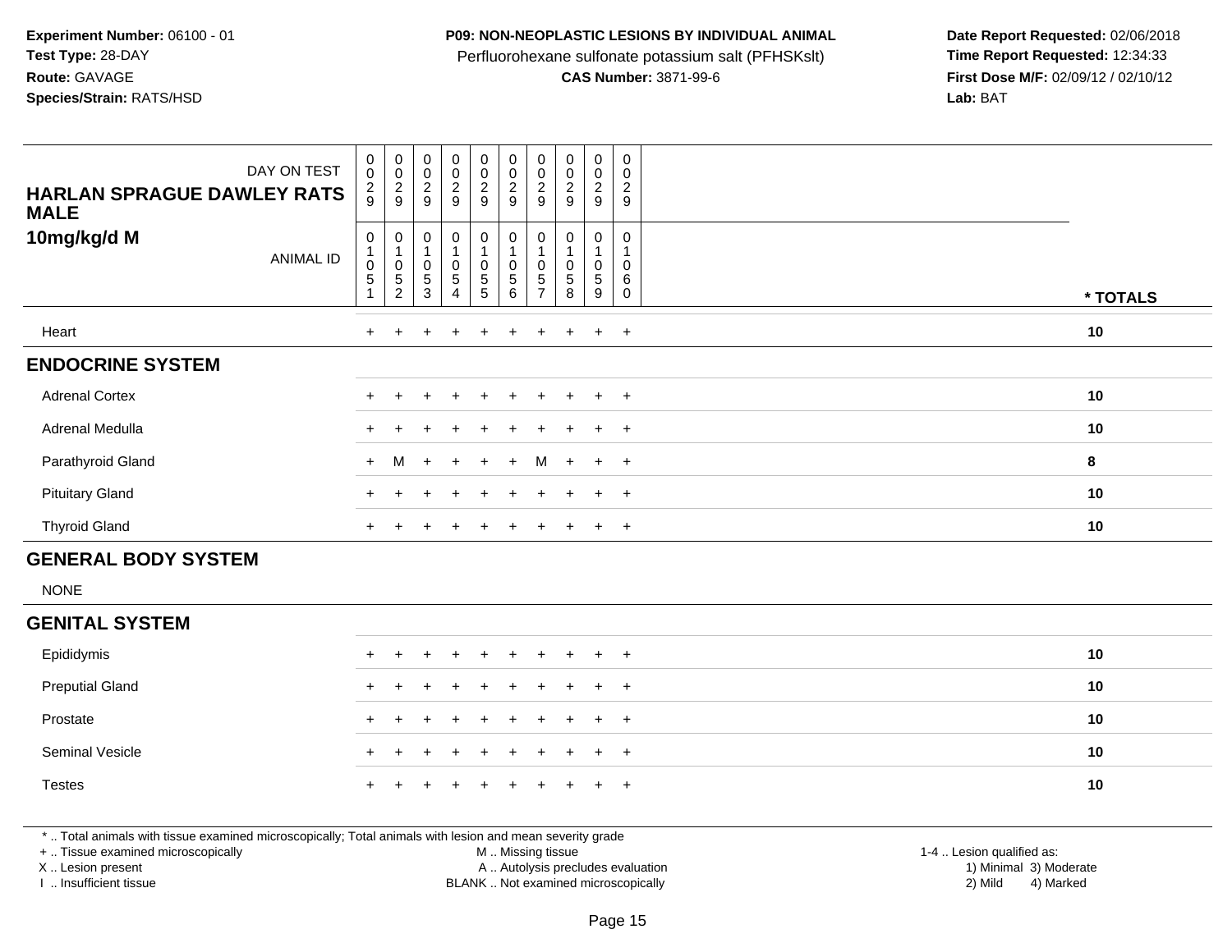**Experiment Number:** 06100 - 01
**Test Type:** 28-DAY
**Route:** GAVAGE
**Species/Strain:** RATS/HSD

**P09: NON-NEOPLASTIC LESIONS BY INDIVIDUAL ANIMAL**
Perfluorohexane sulfonate potassium salt (PFHSKslt)
**CAS Number:** 3871-99-6

**Date Report Requested:** 02/06/2018
**Time Report Requested:** 12:34:33
**First Dose M/F:** 02/09/12 / 02/10/12
**Lab:** BAT

| HARLAN SPRAGUE DAWLEY RATS MALE 10mg/kg/d M | | | | | | | | | | | |
|---|---|---|---|---|---|---|---|---|---|---|---|
| DAY ON TEST | 0029 | 0029 | 0029 | 0029 | 0029 | 0029 | 0029 | 0029 | 0029 | 0029 | |
| ANIMAL ID | 01051 | 01052 | 01053 | 01054 | 01055 | 01056 | 01057 | 01058 | 01059 | 01060 | * TOTALS |
| Heart | + | + | + | + | + | + | + | + | + | + | 10 |
| **ENDOCRINE SYSTEM** | | | | | | | | | | | |
| Adrenal Cortex | + | + | + | + | + | + | + | + | + | + | 10 |
| Adrenal Medulla | + | + | + | + | + | + | + | + | + | + | 10 |
| Parathyroid Gland | + | M | + | + | + | + | M | + | + | + | 8 |
| Pituitary Gland | + | + | + | + | + | + | + | + | + | + | 10 |
| Thyroid Gland | + | + | + | + | + | + | + | + | + | + | 10 |
| **GENERAL BODY SYSTEM** | | | | | | | | | | | |
| NONE | | | | | | | | | | | |
| **GENITAL SYSTEM** | | | | | | | | | | | |
| Epididymis | + | + | + | + | + | + | + | + | + | + | 10 |
| Preputial Gland | + | + | + | + | + | + | + | + | + | + | 10 |
| Prostate | + | + | + | + | + | + | + | + | + | + | 10 |
| Seminal Vesicle | + | + | + | + | + | + | + | + | + | + | 10 |
| Testes | + | + | + | + | + | + | + | + | + | + | 10 |

* .. Total animals with tissue examined microscopically; Total animals with lesion and mean severity grade
+ .. Tissue examined microscopically
X .. Lesion present
I .. Insufficient tissue

M .. Missing tissue
A .. Autolysis precludes evaluation
BLANK .. Not examined microscopically

1-4 .. Lesion qualified as:
1) Minimal 3) Moderate
2) Mild 4) Marked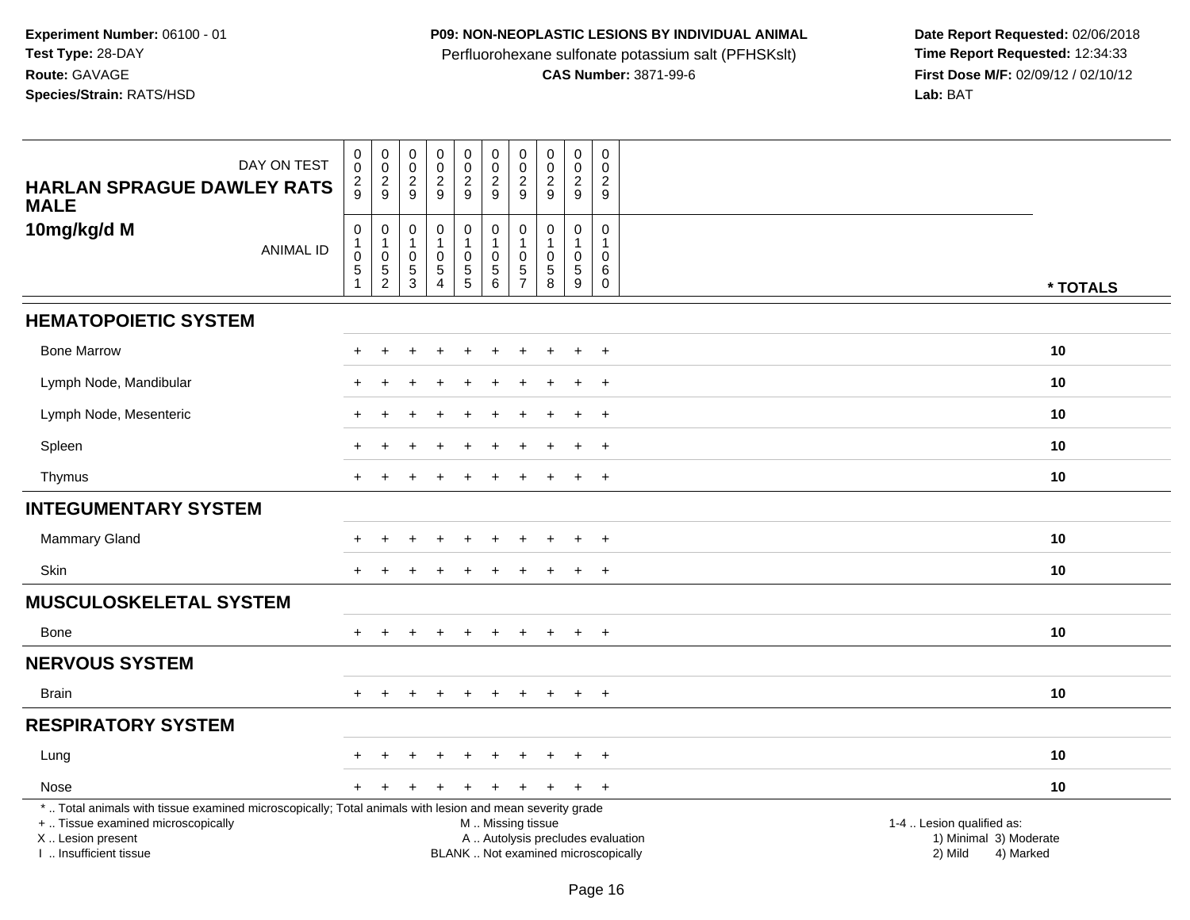**Experiment Number:** 06100 - 01
**Test Type:** 28-DAY
**Route:** GAVAGE
**Species/Strain:** RATS/HSD

**P09: NON-NEOPLASTIC LESIONS BY INDIVIDUAL ANIMAL**
Perfluorohexane sulfonate potassium salt (PFHSKslt)
**CAS Number:** 3871-99-6

**Date Report Requested:** 02/06/2018
**Time Report Requested:** 12:34:33
**First Dose M/F:** 02/09/12 / 02/10/12
**Lab:** BAT

| DAY ON TEST | 0029 | 0029 | 0029 | 0029 | 0029 | 0029 | 0029 | 0029 | 0029 | 0029 | |
|---|---|---|---|---|---|---|---|---|---|---|---|
| **HARLAN SPRAGUE DAWLEY RATS MALE** | | | | | | | | | | | |
| **10mg/kg/d M** ANIMAL ID | 01051 | 01052 | 01053 | 01054 | 01055 | 01056 | 01057 | 01058 | 01059 | 01060 | **\* TOTALS** |
| **HEMATOPOIETIC SYSTEM** | | | | | | | | | | | |
| Bone Marrow | + | + | + | + | + | + | + | + | + | + | **10** |
| Lymph Node, Mandibular | + | + | + | + | + | + | + | + | + | + | **10** |
| Lymph Node, Mesenteric | + | + | + | + | + | + | + | + | + | + | **10** |
| Spleen | + | + | + | + | + | + | + | + | + | + | **10** |
| Thymus | + | + | + | + | + | + | + | + | + | + | **10** |
| **INTEGUMENTARY SYSTEM** | | | | | | | | | | | |
| Mammary Gland | + | + | + | + | + | + | + | + | + | + | **10** |
| Skin | + | + | + | + | + | + | + | + | + | + | **10** |
| **MUSCULOSKELETAL SYSTEM** | | | | | | | | | | | |
| Bone | + | + | + | + | + | + | + | + | + | + | **10** |
| **NERVOUS SYSTEM** | | | | | | | | | | | |
| Brain | + | + | + | + | + | + | + | + | + | + | **10** |
| **RESPIRATORY SYSTEM** | | | | | | | | | | | |
| Lung | + | + | + | + | + | + | + | + | + | + | **10** |
| Nose | + | + | + | + | + | + | + | + | + | + | **10** |

\* .. Total animals with tissue examined microscopically; Total animals with lesion and mean severity grade
+ .. Tissue examined microscopically
X .. Lesion present
I .. Insufficient tissue

M .. Missing tissue
A .. Autolysis precludes evaluation
BLANK .. Not examined microscopically

1-4 .. Lesion qualified as:
1) Minimal 3) Moderate
2) Mild 4) Marked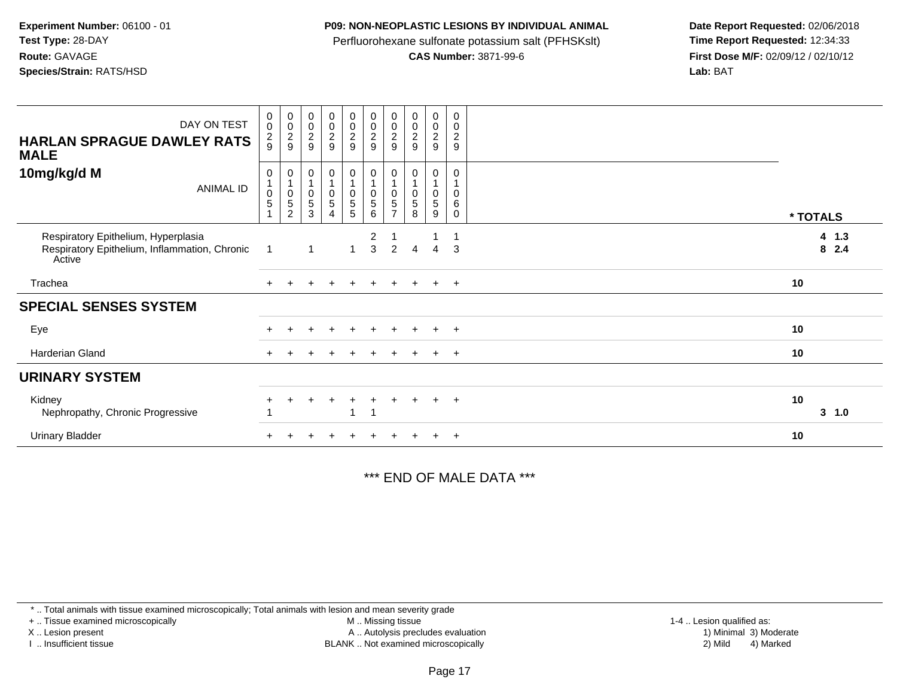**Experiment Number:** 06100 - 01
**Test Type:** 28-DAY
**Route:** GAVAGE
**Species/Strain:** RATS/HSD

**P09: NON-NEOPLASTIC LESIONS BY INDIVIDUAL ANIMAL**
Perfluorohexane sulfonate potassium salt (PFHSKslt)
**CAS Number:** 3871-99-6

**Date Report Requested:** 02/06/2018
**Time Report Requested:** 12:34:33
**First Dose M/F:** 02/09/12 / 02/10/12
**Lab:** BAT

| DAY ON TEST | 0029 | 0029 | 0029 | 0029 | 0029 | 0029 | 0029 | 0029 | 0029 | 0029 | |
|---|---|---|---|---|---|---|---|---|---|---|---|
| **HARLAN SPRAGUE DAWLEY RATS MALE 10mg/kg/d M** ANIMAL ID | 01051 | 01052 | 01053 | 01054 | 01055 | 01056 | 01057 | 01058 | 01059 | 01060 | *** TOTALS** |
| Respiratory Epithelium, Hyperplasia | | | | | | 2 | 1 | | 1 | 1 | **4 1.3** |
| Respiratory Epithelium, Inflammation, Chronic Active | 1 | | 1 | | 1 | 3 | 2 | 4 | 4 | 3 | **8 2.4** |
| Trachea | + | + | + | + | + | + | + | + | + | + | **10** |
| **SPECIAL SENSES SYSTEM** | | | | | | | | | | | |
| Eye | + | + | + | + | + | + | + | + | + | + | **10** |
| Harderian Gland | + | + | + | + | + | + | + | + | + | + | **10** |
| **URINARY SYSTEM** | | | | | | | | | | | |
| Kidney | + | + | + | + | + | + | + | + | + | + | **10** |
| Nephropathy, Chronic Progressive | 1 | | | | 1 | 1 | | | | | **3 1.0** |
| Urinary Bladder | + | + | + | + | + | + | + | + | + | + | **10** |

*** END OF MALE DATA ***

* .. Total animals with tissue examined microscopically; Total animals with lesion and mean severity grade
+ .. Tissue examined microscopically
X .. Lesion present
I .. Insufficient tissue
M .. Missing tissue
A .. Autolysis precludes evaluation
BLANK .. Not examined microscopically
1-4 .. Lesion qualified as:
1) Minimal 3) Moderate
2) Mild 4) Marked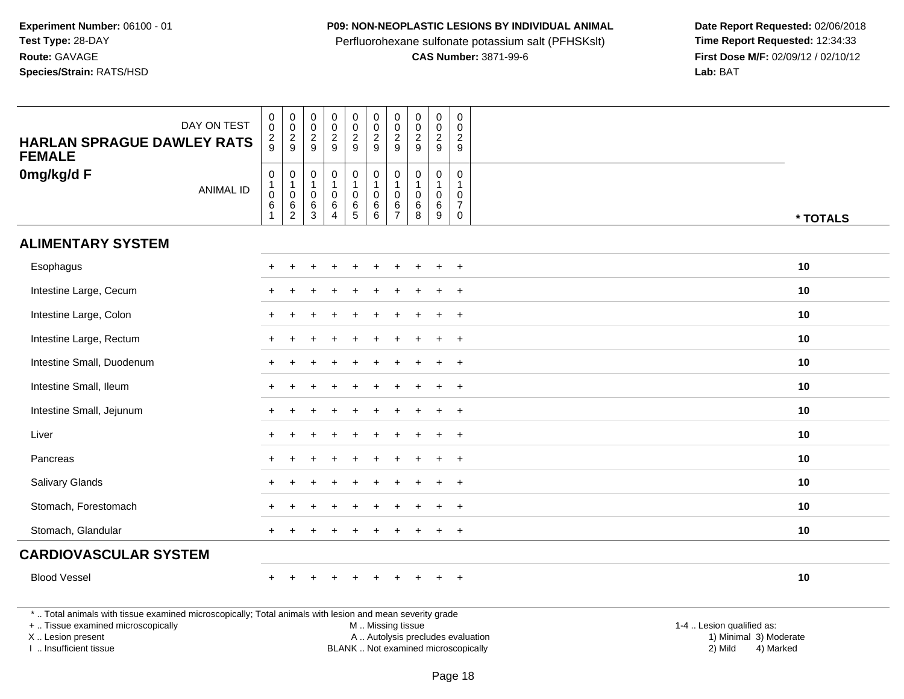**Experiment Number:** 06100 - 01
**Test Type:** 28-DAY
**Route:** GAVAGE
**Species/Strain:** RATS/HSD

**P09: NON-NEOPLASTIC LESIONS BY INDIVIDUAL ANIMAL**
Perfluorohexane sulfonate potassium salt (PFHSKslt)
**CAS Number:** 3871-99-6

**Date Report Requested:** 02/06/2018
**Time Report Requested:** 12:34:33
**First Dose M/F:** 02/09/12 / 02/10/12
**Lab:** BAT

| DAY ON TEST | 029 | 029 | 029 | 029 | 029 | 029 | 029 | 029 | 029 | 029 | |
|---|---|---|---|---|---|---|---|---|---|---|---|
| **HARLAN SPRAGUE DAWLEY RATS FEMALE** | | | | | | | | | | | |
| **0mg/kg/d F** ANIMAL ID | 01061 | 01062 | 01063 | 01064 | 01065 | 01066 | 01067 | 01068 | 01069 | 01070 | *** TOTALS** |
| **ALIMENTARY SYSTEM** | | | | | | | | | | | |
| Esophagus | + | + | + | + | + | + | + | + | + | + | 10 |
| Intestine Large, Cecum | + | + | + | + | + | + | + | + | + | + | 10 |
| Intestine Large, Colon | + | + | + | + | + | + | + | + | + | + | 10 |
| Intestine Large, Rectum | + | + | + | + | + | + | + | + | + | + | 10 |
| Intestine Small, Duodenum | + | + | + | + | + | + | + | + | + | + | 10 |
| Intestine Small, Ileum | + | + | + | + | + | + | + | + | + | + | 10 |
| Intestine Small, Jejunum | + | + | + | + | + | + | + | + | + | + | 10 |
| Liver | + | + | + | + | + | + | + | + | + | + | 10 |
| Pancreas | + | + | + | + | + | + | + | + | + | + | 10 |
| Salivary Glands | + | + | + | + | + | + | + | + | + | + | 10 |
| Stomach, Forestomach | + | + | + | + | + | + | + | + | + | + | 10 |
| Stomach, Glandular | + | + | + | + | + | + | + | + | + | + | 10 |
| **CARDIOVASCULAR SYSTEM** | | | | | | | | | | | |
| Blood Vessel | + | + | + | + | + | + | + | + | + | + | 10 |

* .. Total animals with tissue examined microscopically; Total animals with lesion and mean severity grade
+ .. Tissue examined microscopically
X .. Lesion present
I .. Insufficient tissue

M .. Missing tissue
A .. Autolysis precludes evaluation
BLANK .. Not examined microscopically

1-4 .. Lesion qualified as:
1) Minimal 3) Moderate
2) Mild 4) Marked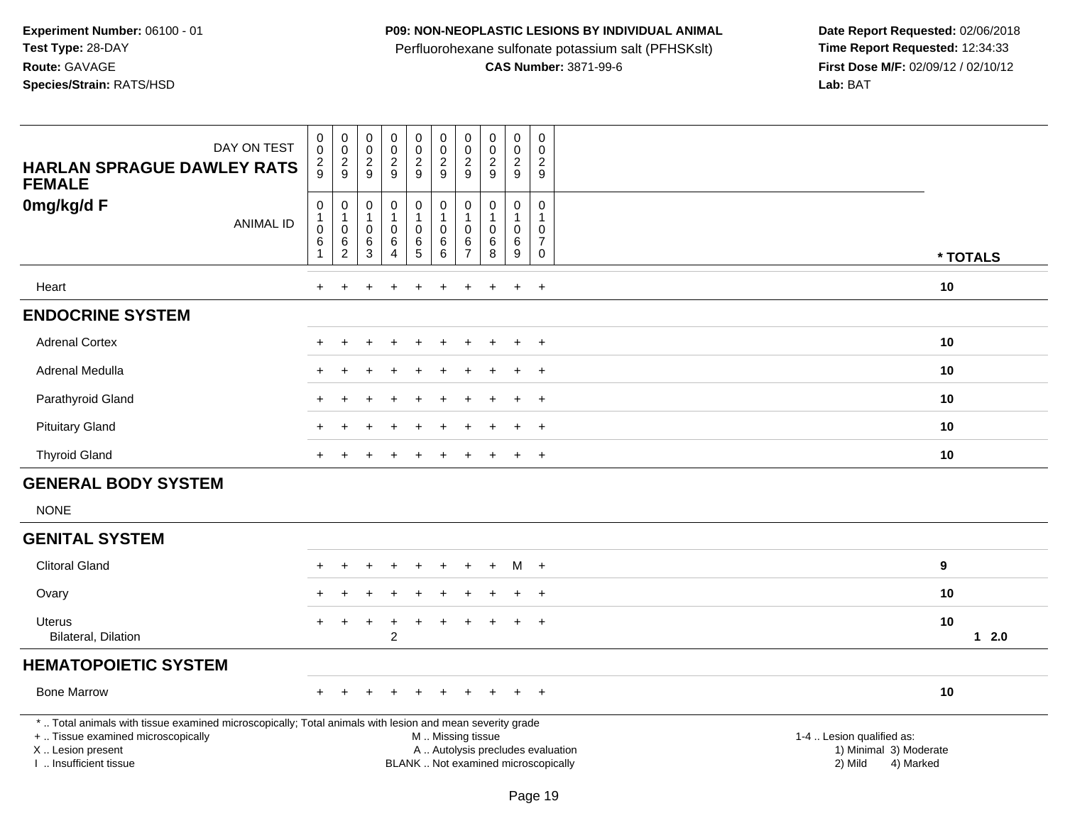**Experiment Number:** 06100 - 01
**Test Type:** 28-DAY
**Route:** GAVAGE
**Species/Strain:** RATS/HSD

**P09: NON-NEOPLASTIC LESIONS BY INDIVIDUAL ANIMAL**
Perfluorohexane sulfonate potassium salt (PFHSKslt)
**CAS Number:** 3871-99-6

**Date Report Requested:** 02/06/2018
**Time Report Requested:** 12:34:33
**First Dose M/F:** 02/09/12 / 02/10/12
**Lab:** BAT

| HARLAN SPRAGUE DAWLEY RATS FEMALE 0mg/kg/d F — DAY ON TEST | 0029 | 0029 | 0029 | 0029 | 0029 | 0029 | 0029 | 0029 | 0029 | 0029 | |
|---|---|---|---|---|---|---|---|---|---|---|---|
| ANIMAL ID | 01061 | 01062 | 01063 | 01064 | 01065 | 01066 | 01067 | 01068 | 01069 | 01070 | * TOTALS |
| Heart | + | + | + | + | + | + | + | + | + | + | 10 |
| **ENDOCRINE SYSTEM** | | | | | | | | | | | |
| Adrenal Cortex | + | + | + | + | + | + | + | + | + | + | 10 |
| Adrenal Medulla | + | + | + | + | + | + | + | + | + | + | 10 |
| Parathyroid Gland | + | + | + | + | + | + | + | + | + | + | 10 |
| Pituitary Gland | + | + | + | + | + | + | + | + | + | + | 10 |
| Thyroid Gland | + | + | + | + | + | + | + | + | + | + | 10 |
| **GENERAL BODY SYSTEM** | | | | | | | | | | | |
| NONE | | | | | | | | | | | |
| **GENITAL SYSTEM** | | | | | | | | | | | |
| Clitoral Gland | + | + | + | + | + | + | + | + | M | + | 9 |
| Ovary | + | + | + | + | + | + | + | + | + | + | 10 |
| Uterus | + | + | + | + | + | + | + | + | + | + | 10 |
| Bilateral, Dilation | | | | 2 | | | | | | | 1 2.0 |
| **HEMATOPOIETIC SYSTEM** | | | | | | | | | | | |
| Bone Marrow | + | + | + | + | + | + | + | + | + | + | 10 |

\* .. Total animals with tissue examined microscopically; Total animals with lesion and mean severity grade
\+ .. Tissue examined microscopically
X .. Lesion present
I .. Insufficient tissue

M .. Missing tissue
A .. Autolysis precludes evaluation
BLANK .. Not examined microscopically

1-4 .. Lesion qualified as:
1) Minimal 3) Moderate
2) Mild 4) Marked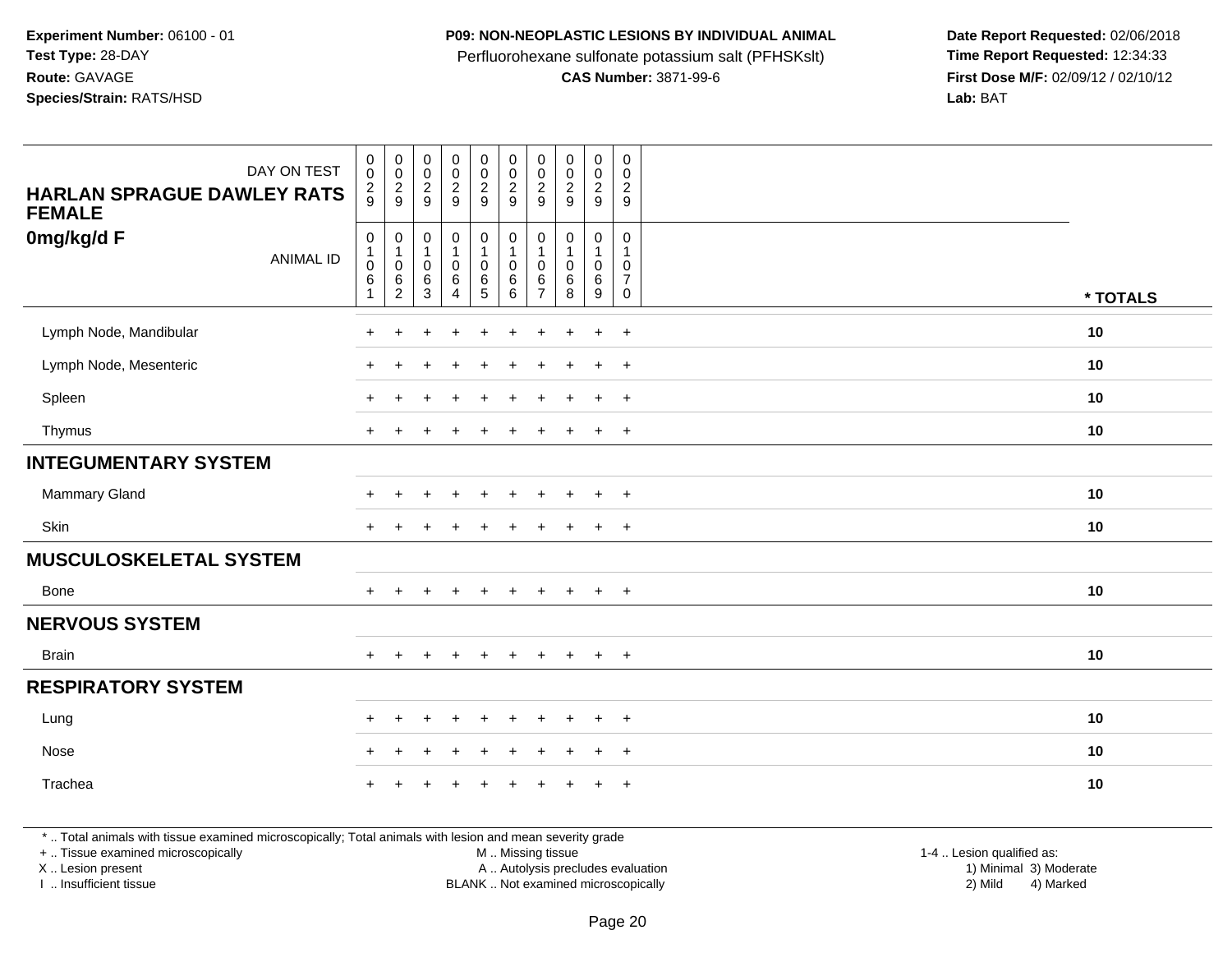**Experiment Number:** 06100 - 01
**Test Type:** 28-DAY
**Route:** GAVAGE
**Species/Strain:** RATS/HSD

**P09: NON-NEOPLASTIC LESIONS BY INDIVIDUAL ANIMAL**
Perfluorohexane sulfonate potassium salt (PFHSKslt)
**CAS Number:** 3871-99-6

**Date Report Requested:** 02/06/2018
**Time Report Requested:** 12:34:33
**First Dose M/F:** 02/09/12 / 02/10/12
**Lab:** BAT

| HARLAN SPRAGUE DAWLEY RATS FEMALE 0mg/kg/d F — DAY ON TEST | 0029 | 0029 | 0029 | 0029 | 0029 | 0029 | 0029 | 0029 | 0029 | 0029 | |
|---|---|---|---|---|---|---|---|---|---|---|---|
| **ANIMAL ID** | 01061 | 01062 | 01063 | 01064 | 01065 | 01066 | 01067 | 01068 | 01069 | 01070 | *** TOTALS** |
| Lymph Node, Mandibular | + | + | + | + | + | + | + | + | + | + | **10** |
| Lymph Node, Mesenteric | + | + | + | + | + | + | + | + | + | + | **10** |
| Spleen | + | + | + | + | + | + | + | + | + | + | **10** |
| Thymus | + | + | + | + | + | + | + | + | + | + | **10** |
| **INTEGUMENTARY SYSTEM** | | | | | | | | | | | |
| Mammary Gland | + | + | + | + | + | + | + | + | + | + | **10** |
| Skin | + | + | + | + | + | + | + | + | + | + | **10** |
| **MUSCULOSKELETAL SYSTEM** | | | | | | | | | | | |
| Bone | + | + | + | + | + | + | + | + | + | + | **10** |
| **NERVOUS SYSTEM** | | | | | | | | | | | |
| Brain | + | + | + | + | + | + | + | + | + | + | **10** |
| **RESPIRATORY SYSTEM** | | | | | | | | | | | |
| Lung | + | + | + | + | + | + | + | + | + | + | **10** |
| Nose | + | + | + | + | + | + | + | + | + | + | **10** |
| Trachea | + | + | + | + | + | + | + | + | + | + | **10** |

* .. Total animals with tissue examined microscopically; Total animals with lesion and mean severity grade
+ .. Tissue examined microscopically
X .. Lesion present
I .. Insufficient tissue

M .. Missing tissue
A .. Autolysis precludes evaluation
BLANK .. Not examined microscopically

1-4 .. Lesion qualified as:
1) Minimal 3) Moderate
2) Mild 4) Marked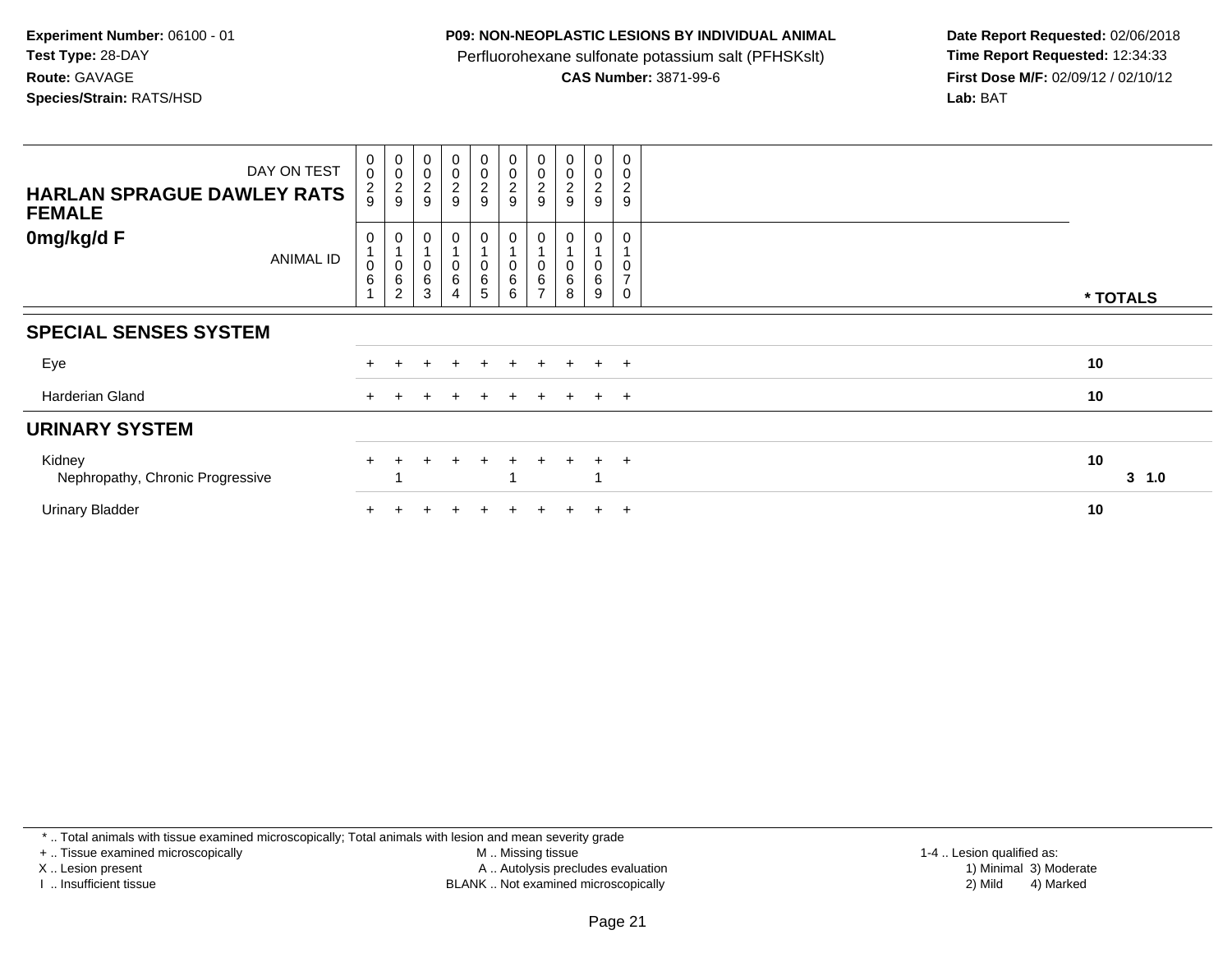**Experiment Number:** 06100 - 01
**Test Type:** 28-DAY
**Route:** GAVAGE
**Species/Strain:** RATS/HSD

**P09: NON-NEOPLASTIC LESIONS BY INDIVIDUAL ANIMAL**
Perfluorohexane sulfonate potassium salt (PFHSKslt)
**CAS Number:** 3871-99-6

**Date Report Requested:** 02/06/2018
**Time Report Requested:** 12:34:33
**First Dose M/F:** 02/09/12 / 02/10/12
**Lab:** BAT

| HARLAN SPRAGUE DAWLEY RATS FEMALE 0mg/kg/d F — DAY ON TEST | 0029 | 0029 | 0029 | 0029 | 0029 | 0029 | 0029 | 0029 | 0029 | 0029 | |
|---|---|---|---|---|---|---|---|---|---|---|---|
| ANIMAL ID | 01061 | 01062 | 01063 | 01064 | 01065 | 01066 | 01067 | 01068 | 01069 | 01070 | * TOTALS |
| **SPECIAL SENSES SYSTEM** | | | | | | | | | | | |
| Eye | + | + | + | + | + | + | + | + | + | + | 10 |
| Harderian Gland | + | + | + | + | + | + | + | + | + | + | 10 |
| **URINARY SYSTEM** | | | | | | | | | | | |
| Kidney | + | + | + | + | + | + | + | + | + | + | 10 |
| Nephropathy, Chronic Progressive | | 1 | | | | 1 | | | 1 | | 3 1.0 |
| Urinary Bladder | + | + | + | + | + | + | + | + | + | + | 10 |

* .. Total animals with tissue examined microscopically; Total animals with lesion and mean severity grade
+ .. Tissue examined microscopically
X .. Lesion present
I .. Insufficient tissue
M .. Missing tissue
A .. Autolysis precludes evaluation
BLANK .. Not examined microscopically
1-4 .. Lesion qualified as:
1) Minimal 2) Mild 3) Moderate 4) Marked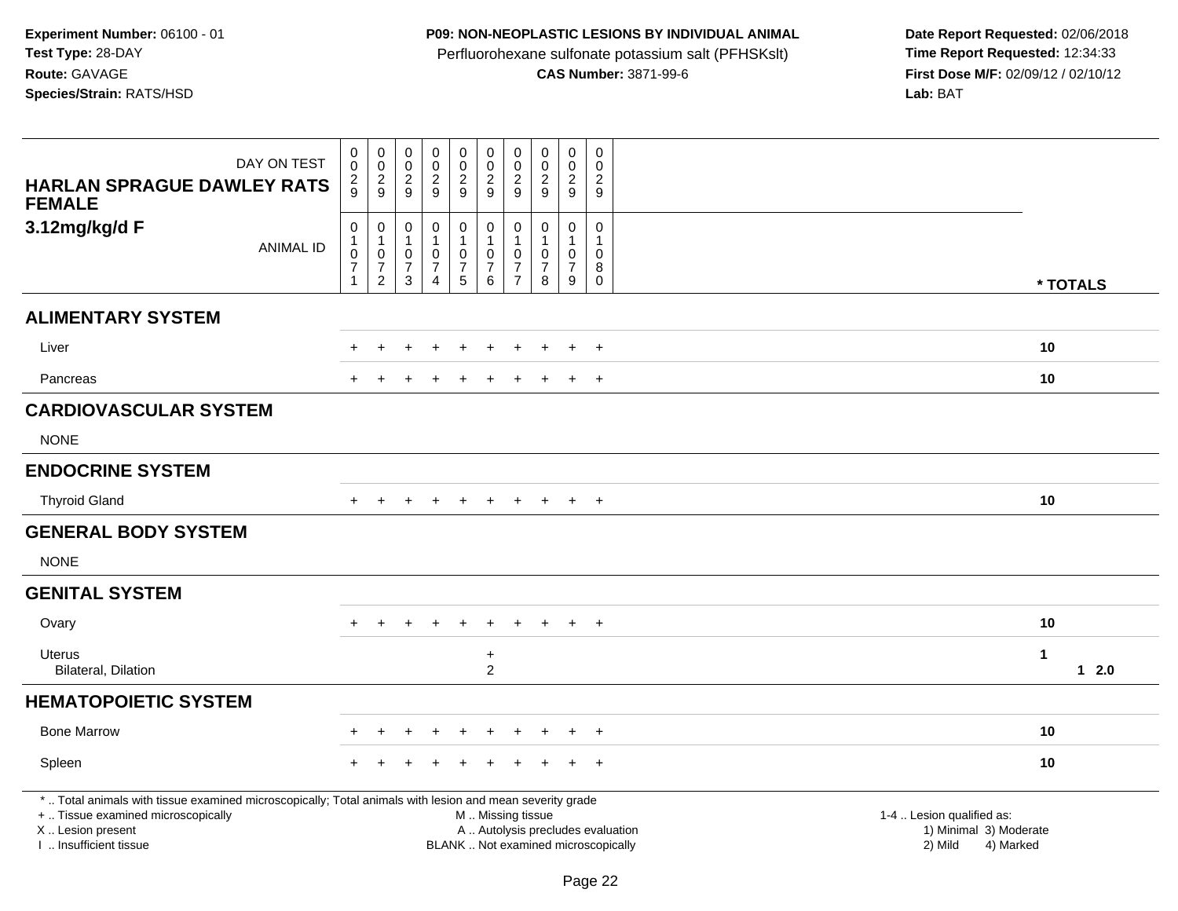**Experiment Number:** 06100 - 01
**Test Type:** 28-DAY
**Route:** GAVAGE
**Species/Strain:** RATS/HSD

**P09: NON-NEOPLASTIC LESIONS BY INDIVIDUAL ANIMAL**
Perfluorohexane sulfonate potassium salt (PFHSKslt)
**CAS Number:** 3871-99-6

**Date Report Requested:** 02/06/2018
**Time Report Requested:** 12:34:33
**First Dose M/F:** 02/09/12 / 02/10/12
**Lab:** BAT

| HARLAN SPRAGUE DAWLEY RATS FEMALE 3.12mg/kg/d F | | | | | | | | | | | |
|---|---|---|---|---|---|---|---|---|---|---|---|
| DAY ON TEST | 0029 | 0029 | 0029 | 0029 | 0029 | 0029 | 0029 | 0029 | 0029 | 0029 | |
| ANIMAL ID | 01071 | 01072 | 01073 | 01074 | 01075 | 01076 | 01077 | 01078 | 01079 | 01080 | * TOTALS |
| **ALIMENTARY SYSTEM** | | | | | | | | | | | |
| Liver | + | + | + | + | + | + | + | + | + | + | 10 |
| Pancreas | + | + | + | + | + | + | + | + | + | + | 10 |
| **CARDIOVASCULAR SYSTEM** | | | | | | | | | | | |
| NONE | | | | | | | | | | | |
| **ENDOCRINE SYSTEM** | | | | | | | | | | | |
| Thyroid Gland | + | + | + | + | + | + | + | + | + | + | 10 |
| **GENERAL BODY SYSTEM** | | | | | | | | | | | |
| NONE | | | | | | | | | | | |
| **GENITAL SYSTEM** | | | | | | | | | | | |
| Ovary | + | + | + | + | + | + | + | + | + | + | 10 |
| Uterus | | | | | | + | | | | | 1 |
| Bilateral, Dilation | | | | | | 2 | | | | | 1 2.0 |
| **HEMATOPOIETIC SYSTEM** | | | | | | | | | | | |
| Bone Marrow | + | + | + | + | + | + | + | + | + | + | 10 |
| Spleen | + | + | + | + | + | + | + | + | + | + | 10 |

* .. Total animals with tissue examined microscopically; Total animals with lesion and mean severity grade
+ .. Tissue examined microscopically
X .. Lesion present
I .. Insufficient tissue
M .. Missing tissue
A .. Autolysis precludes evaluation
BLANK .. Not examined microscopically
1-4 .. Lesion qualified as:
1) Minimal 3) Moderate
2) Mild 4) Marked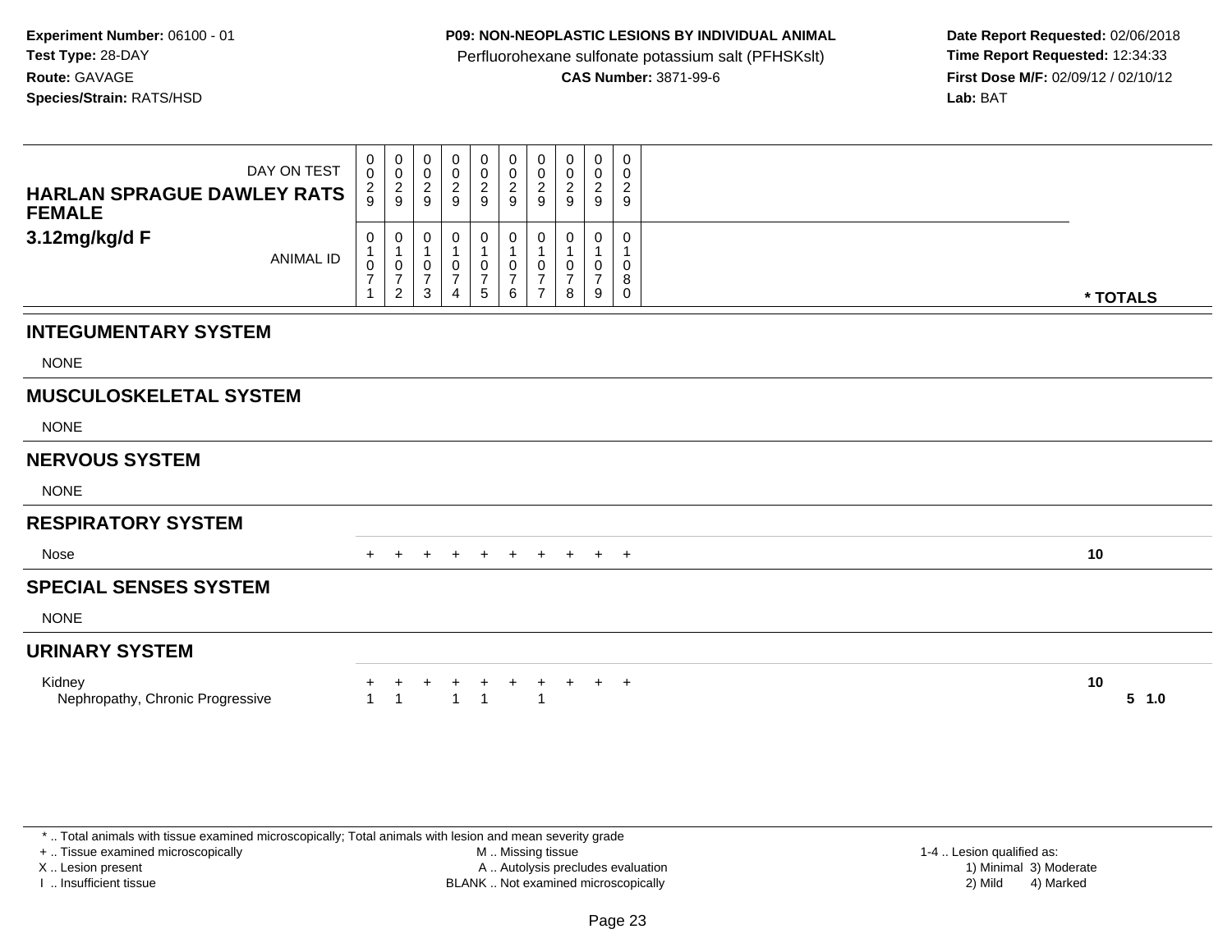**Experiment Number:** 06100 - 01
**Test Type:** 28-DAY
**Route:** GAVAGE
**Species/Strain:** RATS/HSD

**P09: NON-NEOPLASTIC LESIONS BY INDIVIDUAL ANIMAL**
Perfluorohexane sulfonate potassium salt (PFHSKslt)
**CAS Number:** 3871-99-6

**Date Report Requested:** 02/06/2018
**Time Report Requested:** 12:34:33
**First Dose M/F:** 02/09/12 / 02/10/12
**Lab:** BAT

| HARLAN SPRAGUE DAWLEY RATS FEMALE 3.12mg/kg/d F | | | | | | | | | | | |
|---|---|---|---|---|---|---|---|---|---|---|---|
| DAY ON TEST | 0029 | 0029 | 0029 | 0029 | 0029 | 0029 | 0029 | 0029 | 0029 | 0029 | |
| ANIMAL ID | 01071 | 01072 | 01073 | 01074 | 01075 | 01076 | 01077 | 01078 | 01079 | 01080 | * TOTALS |
| **INTEGUMENTARY SYSTEM** | | | | | | | | | | | |
| NONE | | | | | | | | | | | |
| **MUSCULOSKELETAL SYSTEM** | | | | | | | | | | | |
| NONE | | | | | | | | | | | |
| **NERVOUS SYSTEM** | | | | | | | | | | | |
| NONE | | | | | | | | | | | |
| **RESPIRATORY SYSTEM** | | | | | | | | | | | |
| Nose | + | + | + | + | + | + | + | + | + | + | 10 |
| **SPECIAL SENSES SYSTEM** | | | | | | | | | | | |
| NONE | | | | | | | | | | | |
| **URINARY SYSTEM** | | | | | | | | | | | |
| Kidney | + | + | + | + | + | + | + | + | + | + | 10 |
| Nephropathy, Chronic Progressive | 1 | 1 | | 1 | 1 | | 1 | | | | 5 1.0 |

* .. Total animals with tissue examined microscopically; Total animals with lesion and mean severity grade
+ .. Tissue examined microscopically
X .. Lesion present
I .. Insufficient tissue
M .. Missing tissue
A .. Autolysis precludes evaluation
BLANK .. Not examined microscopically
1-4 .. Lesion qualified as:
1) Minimal 3) Moderate
2) Mild 4) Marked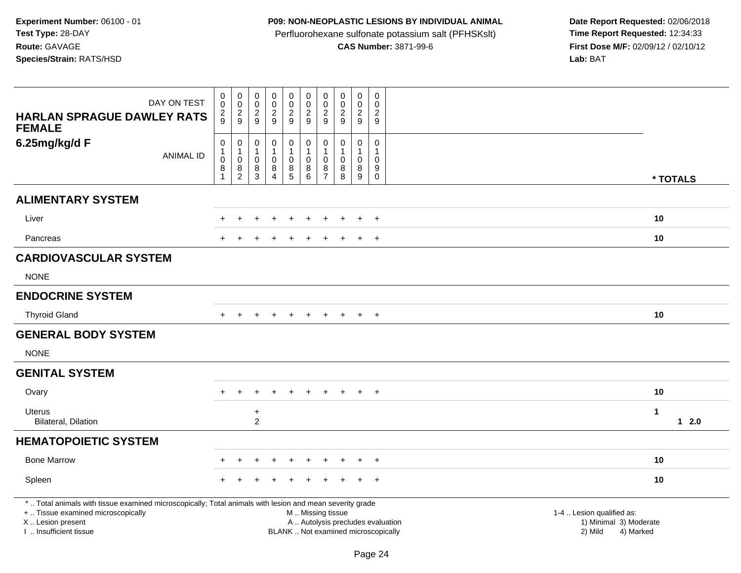**Experiment Number:** 06100 - 01
**Test Type:** 28-DAY
**Route:** GAVAGE
**Species/Strain:** RATS/HSD

**P09: NON-NEOPLASTIC LESIONS BY INDIVIDUAL ANIMAL**
Perfluorohexane sulfonate potassium salt (PFHSKslt)
**CAS Number:** 3871-99-6

**Date Report Requested:** 02/06/2018
**Time Report Requested:** 12:34:33
**First Dose M/F:** 02/09/12 / 02/10/12
**Lab:** BAT

| HARLAN SPRAGUE DAWLEY RATS FEMALE 6.25mg/kg/d F | | | | | | | | | | | |
|---|---|---|---|---|---|---|---|---|---|---|---|
| DAY ON TEST | 0029 | 0029 | 0029 | 0029 | 0029 | 0029 | 0029 | 0029 | 0029 | 0029 | |
| ANIMAL ID | 01081 | 01082 | 01083 | 01084 | 01085 | 01086 | 01087 | 01088 | 01089 | 01090 | * TOTALS |
| **ALIMENTARY SYSTEM** | | | | | | | | | | | |
| Liver | + | + | + | + | + | + | + | + | + | + | 10 |
| Pancreas | + | + | + | + | + | + | + | + | + | + | 10 |
| **CARDIOVASCULAR SYSTEM** | | | | | | | | | | | |
| NONE | | | | | | | | | | | |
| **ENDOCRINE SYSTEM** | | | | | | | | | | | |
| Thyroid Gland | + | + | + | + | + | + | + | + | + | + | 10 |
| **GENERAL BODY SYSTEM** | | | | | | | | | | | |
| NONE | | | | | | | | | | | |
| **GENITAL SYSTEM** | | | | | | | | | | | |
| Ovary | + | + | + | + | + | + | + | + | + | + | 10 |
| Uterus | | | + | | | | | | | | 1 |
| Bilateral, Dilation | | | 2 | | | | | | | | 1 2.0 |
| **HEMATOPOIETIC SYSTEM** | | | | | | | | | | | |
| Bone Marrow | + | + | + | + | + | + | + | + | + | + | 10 |
| Spleen | + | + | + | + | + | + | + | + | + | + | 10 |

* .. Total animals with tissue examined microscopically; Total animals with lesion and mean severity grade
+ .. Tissue examined microscopically
X .. Lesion present
I .. Insufficient tissue
M .. Missing tissue
A .. Autolysis precludes evaluation
BLANK .. Not examined microscopically
1-4 .. Lesion qualified as:
1) Minimal 3) Moderate
2) Mild 4) Marked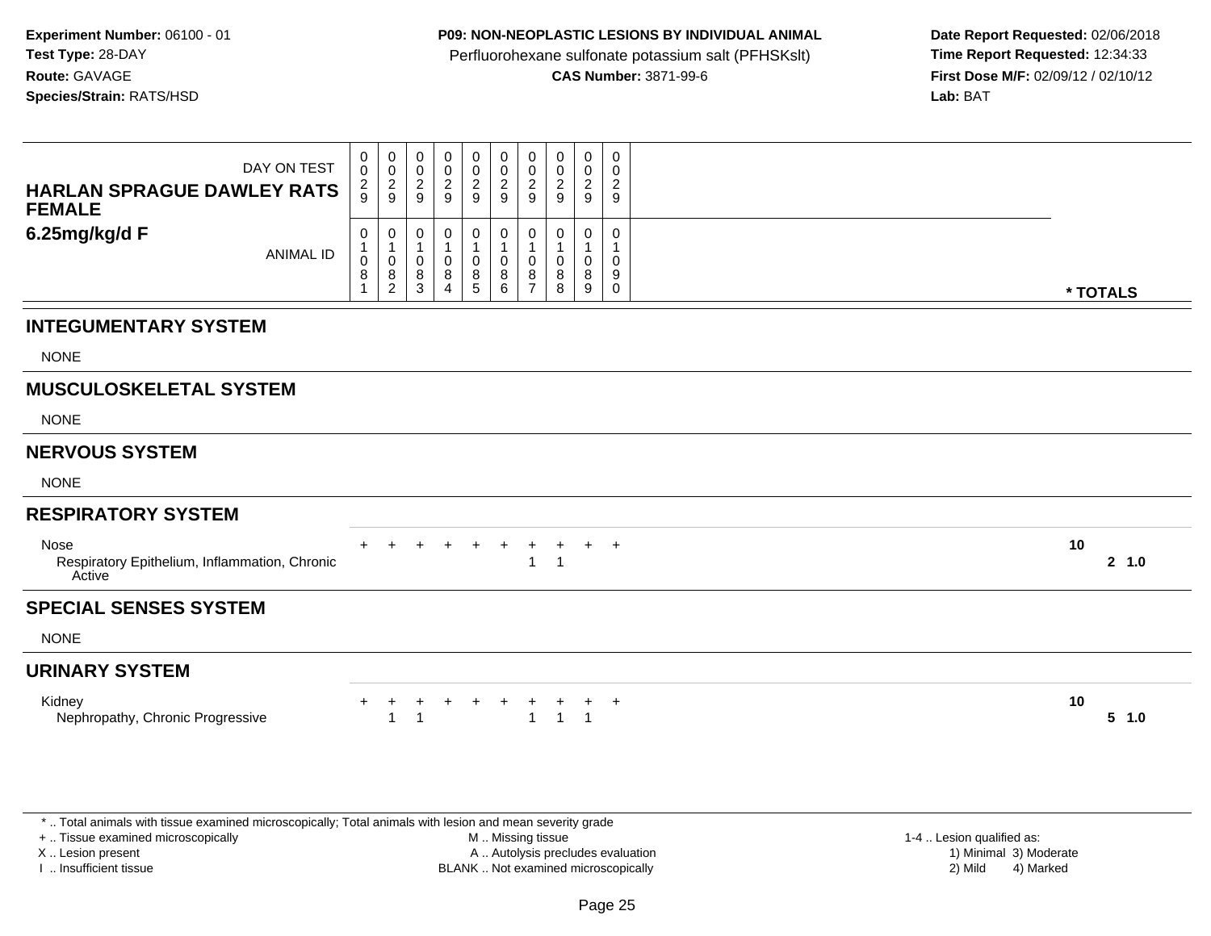**Experiment Number:** 06100 - 01
**Test Type:** 28-DAY
**Route:** GAVAGE
**Species/Strain:** RATS/HSD

**P09: NON-NEOPLASTIC LESIONS BY INDIVIDUAL ANIMAL**
Perfluorohexane sulfonate potassium salt (PFHSKslt)
**CAS Number:** 3871-99-6

**Date Report Requested:** 02/06/2018
**Time Report Requested:** 12:34:33
**First Dose M/F:** 02/09/12 / 02/10/12
**Lab:** BAT

| HARLAN SPRAGUE DAWLEY RATS FEMALE 6.25mg/kg/d F | | | | | | | | | | | |
|---|---|---|---|---|---|---|---|---|---|---|---|
| DAY ON TEST | 0029 | 0029 | 0029 | 0029 | 0029 | 0029 | 0029 | 0029 | 0029 | 0029 | |
| ANIMAL ID | 01081 | 01082 | 01083 | 01084 | 01085 | 01086 | 01087 | 01088 | 01089 | 01090 | * TOTALS |
| **INTEGUMENTARY SYSTEM** | | | | | | | | | | | |
| NONE | | | | | | | | | | | |
| **MUSCULOSKELETAL SYSTEM** | | | | | | | | | | | |
| NONE | | | | | | | | | | | |
| **NERVOUS SYSTEM** | | | | | | | | | | | |
| NONE | | | | | | | | | | | |
| **RESPIRATORY SYSTEM** | | | | | | | | | | | |
| Nose | + | + | + | + | + | + | + | + | + | + | 10 |
| Respiratory Epithelium, Inflammation, Chronic Active | | | | | | | 1 | 1 | | | 2 1.0 |
| **SPECIAL SENSES SYSTEM** | | | | | | | | | | | |
| NONE | | | | | | | | | | | |
| **URINARY SYSTEM** | | | | | | | | | | | |
| Kidney | + | + | + | + | + | + | + | + | + | + | 10 |
| Nephropathy, Chronic Progressive | | 1 | 1 | | | | 1 | 1 | 1 | | 5 1.0 |

* .. Total animals with tissue examined microscopically; Total animals with lesion and mean severity grade
+ .. Tissue examined microscopically
X .. Lesion present
I .. Insufficient tissue
M .. Missing tissue
A .. Autolysis precludes evaluation
BLANK .. Not examined microscopically
1-4 .. Lesion qualified as:
1) Minimal 3) Moderate
2) Mild 4) Marked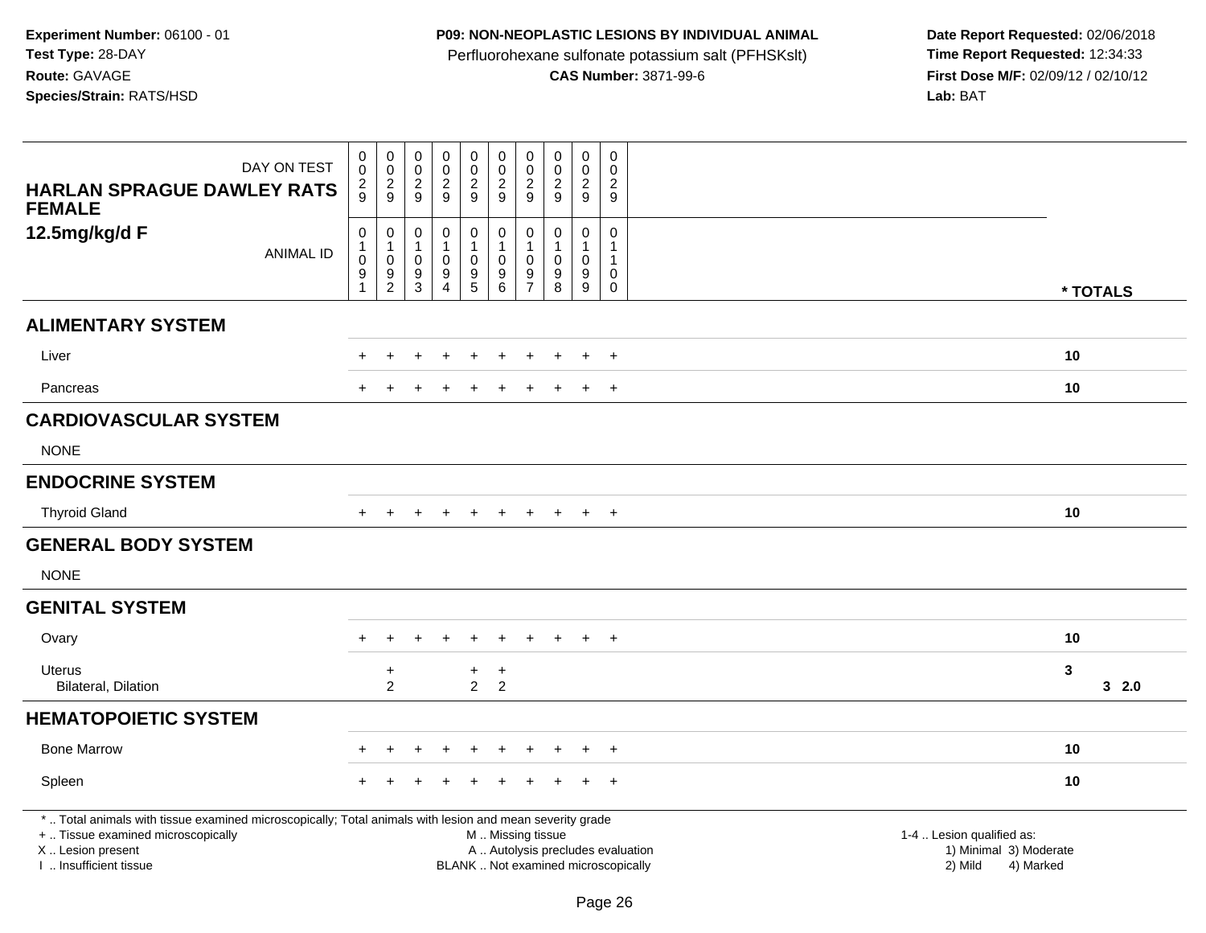**Experiment Number:** 06100 - 01
**Test Type:** 28-DAY
**Route:** GAVAGE
**Species/Strain:** RATS/HSD

**P09: NON-NEOPLASTIC LESIONS BY INDIVIDUAL ANIMAL**
Perfluorohexane sulfonate potassium salt (PFHSKslt)
**CAS Number:** 3871-99-6

**Date Report Requested:** 02/06/2018
**Time Report Requested:** 12:34:33
**First Dose M/F:** 02/09/12 / 02/10/12
**Lab:** BAT

| HARLAN SPRAGUE DAWLEY RATS FEMALE 12.5mg/kg/d F | | | | | | | | | | | |
|---|---|---|---|---|---|---|---|---|---|---|---|
| DAY ON TEST | 0029 | 0029 | 0029 | 0029 | 0029 | 0029 | 0029 | 0029 | 0029 | 0029 | |
| ANIMAL ID | 01091 | 01092 | 01093 | 01094 | 01095 | 01096 | 01097 | 01098 | 01099 | 01100 | * TOTALS |
| **ALIMENTARY SYSTEM** | | | | | | | | | | | |
| Liver | + | + | + | + | + | + | + | + | + | + | 10 |
| Pancreas | + | + | + | + | + | + | + | + | + | + | 10 |
| **CARDIOVASCULAR SYSTEM** | | | | | | | | | | | |
| NONE | | | | | | | | | | | |
| **ENDOCRINE SYSTEM** | | | | | | | | | | | |
| Thyroid Gland | + | + | + | + | + | + | + | + | + | + | 10 |
| **GENERAL BODY SYSTEM** | | | | | | | | | | | |
| NONE | | | | | | | | | | | |
| **GENITAL SYSTEM** | | | | | | | | | | | |
| Ovary | + | + | + | + | + | + | + | + | + | + | 10 |
| Uterus | | + | | | + | + | | | | | 3 |
| Bilateral, Dilation | | 2 | | | 2 | 2 | | | | | 3 2.0 |
| **HEMATOPOIETIC SYSTEM** | | | | | | | | | | | |
| Bone Marrow | + | + | + | + | + | + | + | + | + | + | 10 |
| Spleen | + | + | + | + | + | + | + | + | + | + | 10 |

\* .. Total animals with tissue examined microscopically; Total animals with lesion and mean severity grade
\+ .. Tissue examined microscopically
X .. Lesion present
I .. Insufficient tissue

M .. Missing tissue
A .. Autolysis precludes evaluation
BLANK .. Not examined microscopically

1-4 .. Lesion qualified as:
1) Minimal 3) Moderate
2) Mild 4) Marked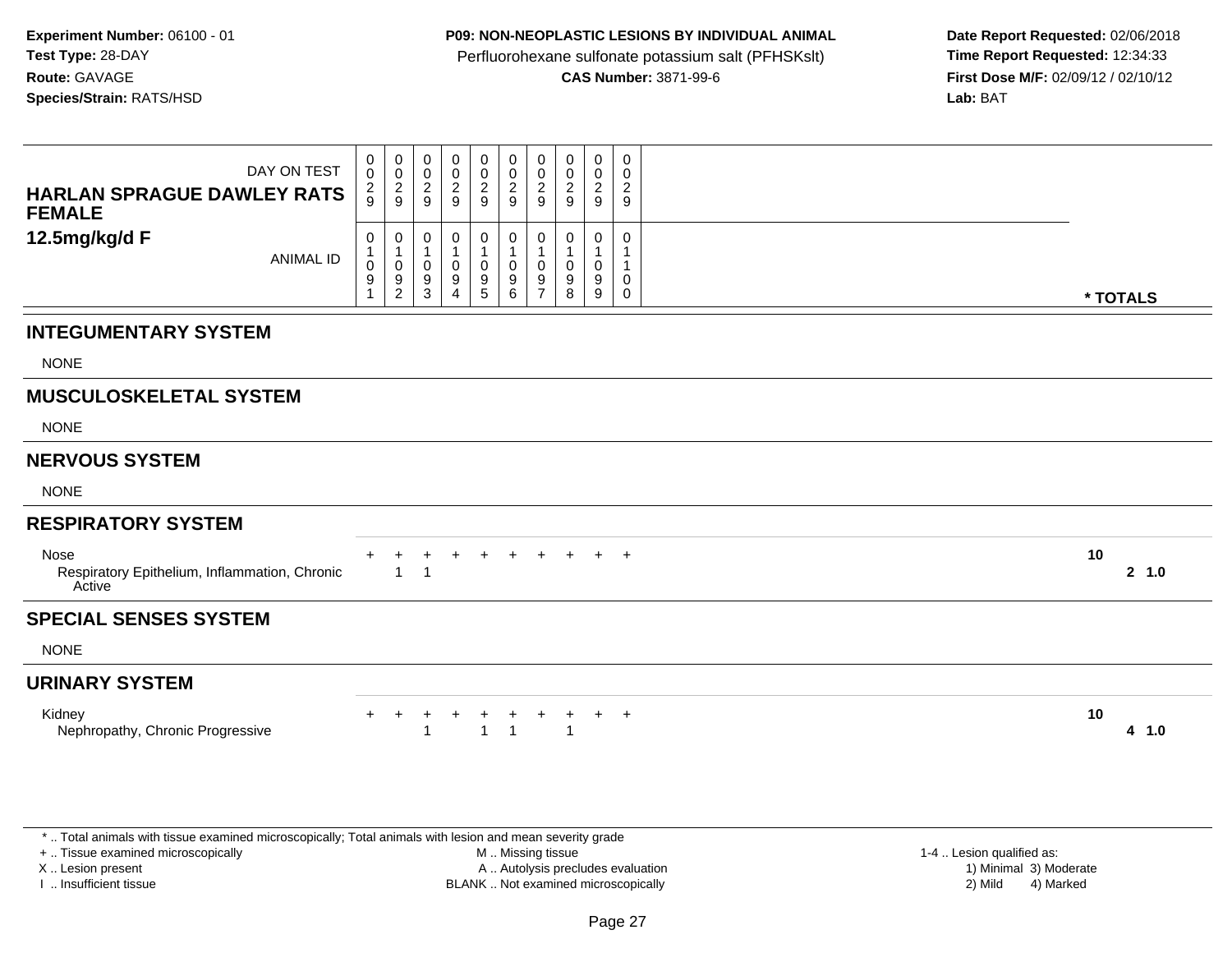**Experiment Number:** 06100 - 01
**Test Type:** 28-DAY
**Route:** GAVAGE
**Species/Strain:** RATS/HSD

**P09: NON-NEOPLASTIC LESIONS BY INDIVIDUAL ANIMAL**
Perfluorohexane sulfonate potassium salt (PFHSKslt)
**CAS Number:** 3871-99-6

**Date Report Requested:** 02/06/2018
**Time Report Requested:** 12:34:33
**First Dose M/F:** 02/09/12 / 02/10/12
**Lab:** BAT

**HARLAN SPRAGUE DAWLEY RATS FEMALE**
**12.5mg/kg/d F**

| DAY ON TEST | 0029 | 0029 | 0029 | 0029 | 0029 | 0029 | 0029 | 0029 | 0029 | 0029 | |
|---|---|---|---|---|---|---|---|---|---|---|---|
| ANIMAL ID | 01091 | 01092 | 01093 | 01094 | 01095 | 01096 | 01097 | 01098 | 01099 | 01100 | * TOTALS |
| **INTEGUMENTARY SYSTEM** | | | | | | | | | | | |
| NONE | | | | | | | | | | | |
| **MUSCULOSKELETAL SYSTEM** | | | | | | | | | | | |
| NONE | | | | | | | | | | | |
| **NERVOUS SYSTEM** | | | | | | | | | | | |
| NONE | | | | | | | | | | | |
| **RESPIRATORY SYSTEM** | | | | | | | | | | | |
| Nose | + | + | + | + | + | + | + | + | + | + | 10 |
| Respiratory Epithelium, Inflammation, Chronic Active | | 1 | 1 | | | | | | | | 2 1.0 |
| **SPECIAL SENSES SYSTEM** | | | | | | | | | | | |
| NONE | | | | | | | | | | | |
| **URINARY SYSTEM** | | | | | | | | | | | |
| Kidney | + | + | + | + | + | + | + | + | + | + | 10 |
| Nephropathy, Chronic Progressive | | | 1 | | 1 | 1 | | 1 | | | 4 1.0 |

\* .. Total animals with tissue examined microscopically; Total animals with lesion and mean severity grade
\+ .. Tissue examined microscopically
X .. Lesion present
I .. Insufficient tissue

M .. Missing tissue
A .. Autolysis precludes evaluation
BLANK .. Not examined microscopically

1-4 .. Lesion qualified as:
1) Minimal 3) Moderate
2) Mild 4) Marked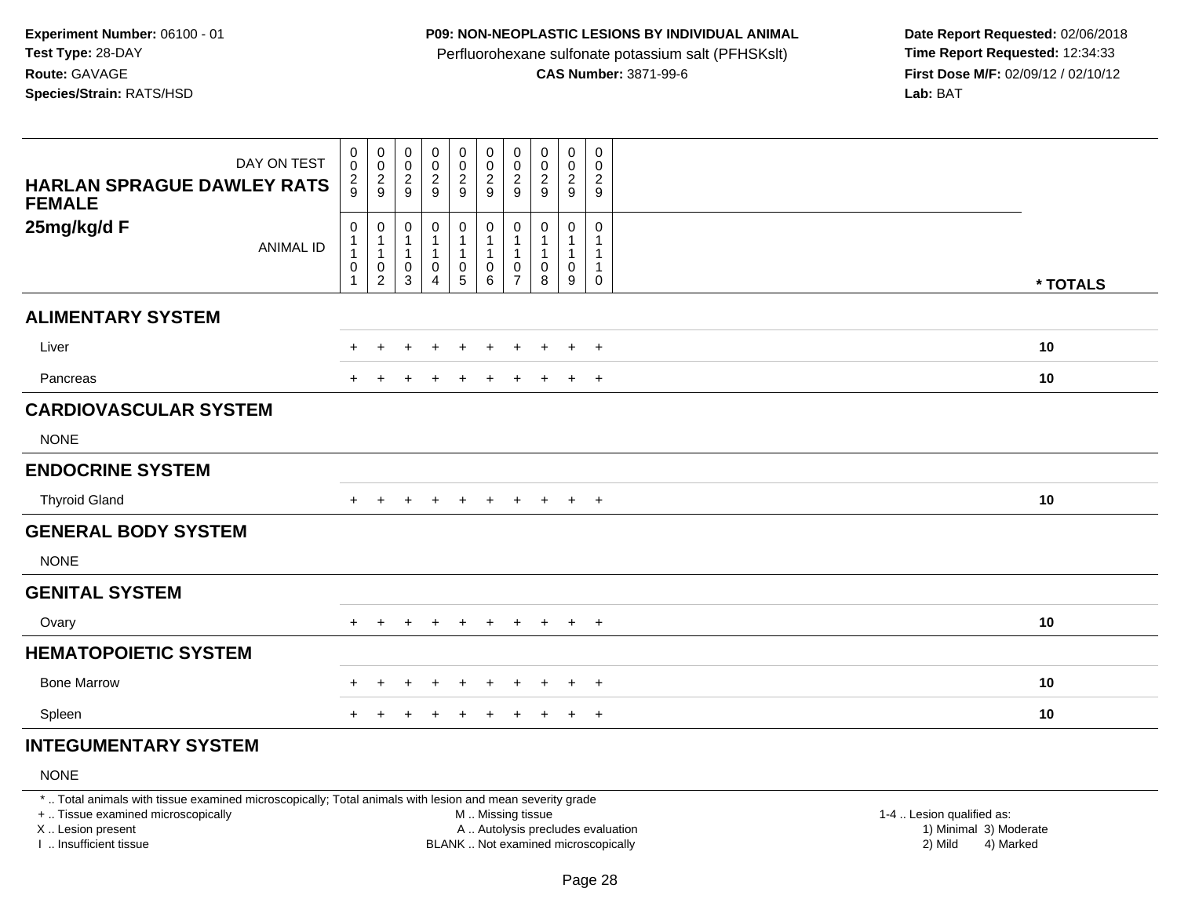**Experiment Number:** 06100 - 01
**Test Type:** 28-DAY
**Route:** GAVAGE
**Species/Strain:** RATS/HSD

**P09: NON-NEOPLASTIC LESIONS BY INDIVIDUAL ANIMAL**
Perfluorohexane sulfonate potassium salt (PFHSKslt)
**CAS Number:** 3871-99-6

**Date Report Requested:** 02/06/2018
**Time Report Requested:** 12:34:33
**First Dose M/F:** 02/09/12 / 02/10/12
**Lab:** BAT

| HARLAN SPRAGUE DAWLEY RATS FEMALE 25mg/kg/d F | | | | | | | | | | | |
|---|---|---|---|---|---|---|---|---|---|---|---|
| DAY ON TEST | 0029 | 0029 | 0029 | 0029 | 0029 | 0029 | 0029 | 0029 | 0029 | 0029 | |
| ANIMAL ID | 01101 | 01102 | 01103 | 01104 | 01105 | 01106 | 01107 | 01108 | 01109 | 01110 | * TOTALS |
| **ALIMENTARY SYSTEM** | | | | | | | | | | | |
| Liver | + | + | + | + | + | + | + | + | + | + | 10 |
| Pancreas | + | + | + | + | + | + | + | + | + | + | 10 |
| **CARDIOVASCULAR SYSTEM** | | | | | | | | | | | |
| NONE | | | | | | | | | | | |
| **ENDOCRINE SYSTEM** | | | | | | | | | | | |
| Thyroid Gland | + | + | + | + | + | + | + | + | + | + | 10 |
| **GENERAL BODY SYSTEM** | | | | | | | | | | | |
| NONE | | | | | | | | | | | |
| **GENITAL SYSTEM** | | | | | | | | | | | |
| Ovary | + | + | + | + | + | + | + | + | + | + | 10 |
| **HEMATOPOIETIC SYSTEM** | | | | | | | | | | | |
| Bone Marrow | + | + | + | + | + | + | + | + | + | + | 10 |
| Spleen | + | + | + | + | + | + | + | + | + | + | 10 |
| **INTEGUMENTARY SYSTEM** | | | | | | | | | | | |
| NONE | | | | | | | | | | | |

* .. Total animals with tissue examined microscopically; Total animals with lesion and mean severity grade
+ .. Tissue examined microscopically
X .. Lesion present
I .. Insufficient tissue

M .. Missing tissue
A .. Autolysis precludes evaluation
BLANK .. Not examined microscopically

1-4 .. Lesion qualified as:
1) Minimal 3) Moderate
2) Mild 4) Marked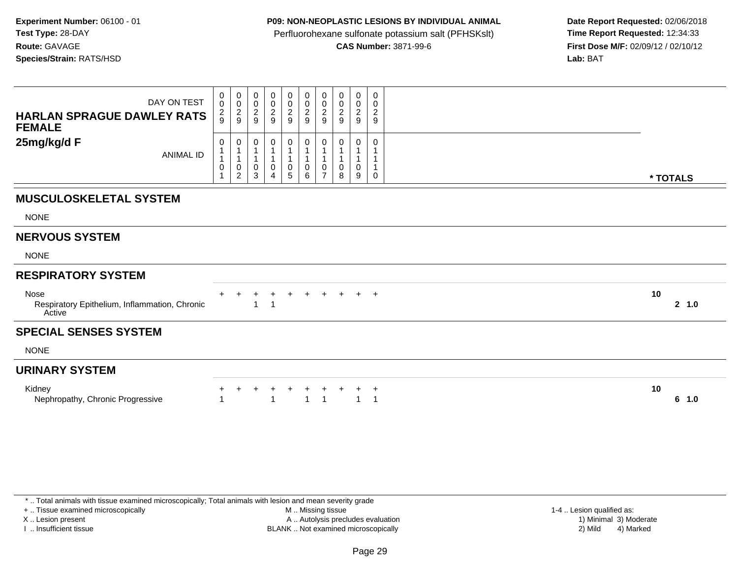**Experiment Number:** 06100 - 01
**Test Type:** 28-DAY
**Route:** GAVAGE
**Species/Strain:** RATS/HSD

**P09: NON-NEOPLASTIC LESIONS BY INDIVIDUAL ANIMAL**
Perfluorohexane sulfonate potassium salt (PFHSKslt)
**CAS Number:** 3871-99-6

**Date Report Requested:** 02/06/2018
**Time Report Requested:** 12:34:33
**First Dose M/F:** 02/09/12 / 02/10/12
**Lab:** BAT

| HARLAN SPRAGUE DAWLEY RATS FEMALE 25mg/kg/d F | | | | | | | | | | | |
|---|---|---|---|---|---|---|---|---|---|---|---|
| DAY ON TEST | 0029 | 0029 | 0029 | 0029 | 0029 | 0029 | 0029 | 0029 | 0029 | 0029 | |
| ANIMAL ID | 01101 | 01102 | 01103 | 01104 | 01105 | 01106 | 01107 | 01108 | 01109 | 01110 | * TOTALS |
| **MUSCULOSKELETAL SYSTEM** | | | | | | | | | | | |
| NONE | | | | | | | | | | | |
| **NERVOUS SYSTEM** | | | | | | | | | | | |
| NONE | | | | | | | | | | | |
| **RESPIRATORY SYSTEM** | | | | | | | | | | | |
| Nose | + | + | + | + | + | + | + | + | + | + | 10 |
| Respiratory Epithelium, Inflammation, Chronic Active | | | 1 | 1 | | | | | | | 2 1.0 |
| **SPECIAL SENSES SYSTEM** | | | | | | | | | | | |
| NONE | | | | | | | | | | | |
| **URINARY SYSTEM** | | | | | | | | | | | |
| Kidney | + | + | + | + | + | + | + | + | + | + | 10 |
| Nephropathy, Chronic Progressive | 1 | | | 1 | | 1 | 1 | | 1 | 1 | 6 1.0 |

* .. Total animals with tissue examined microscopically; Total animals with lesion and mean severity grade
+ .. Tissue examined microscopically
X .. Lesion present
I .. Insufficient tissue
M .. Missing tissue
A .. Autolysis precludes evaluation
BLANK .. Not examined microscopically
1-4 .. Lesion qualified as:
1) Minimal 3) Moderate
2) Mild 4) Marked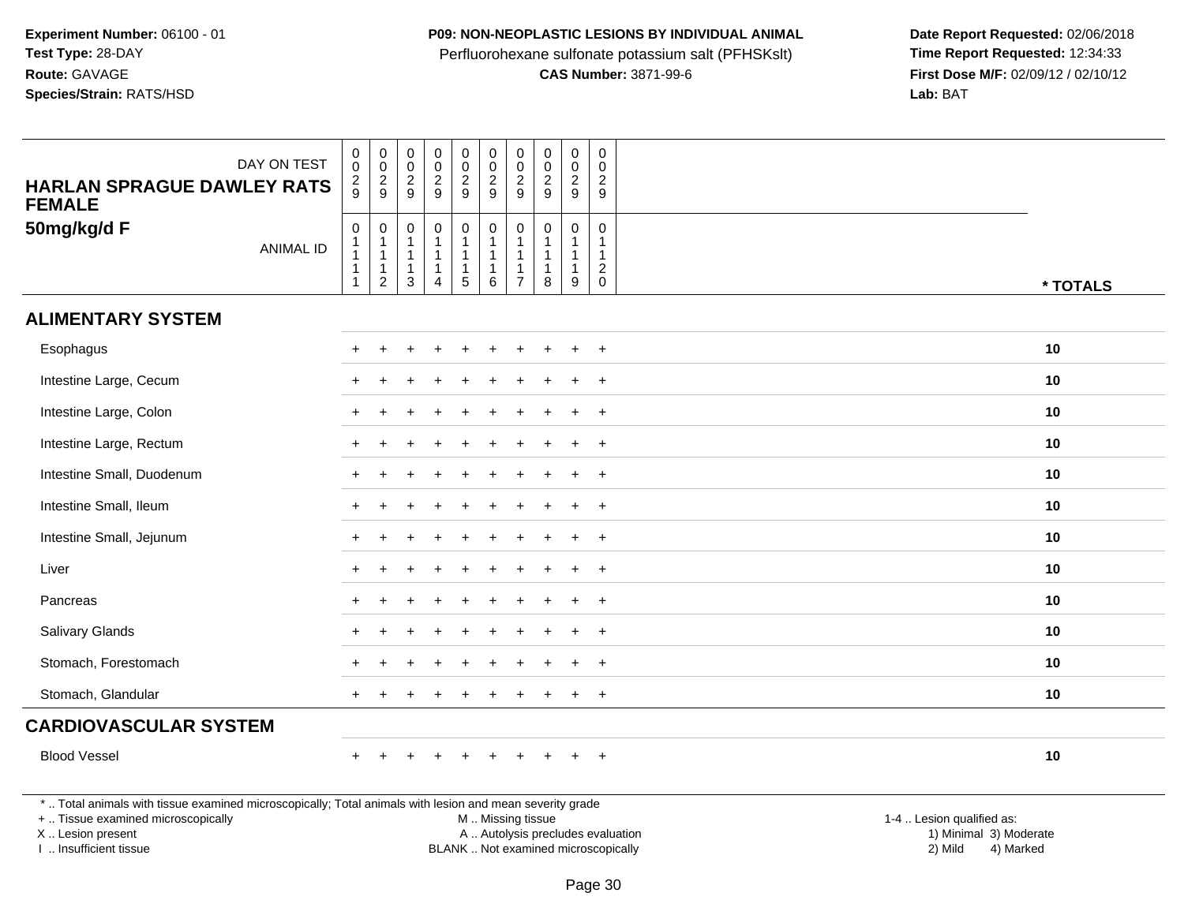**Experiment Number:** 06100 - 01
**Test Type:** 28-DAY
**Route:** GAVAGE
**Species/Strain:** RATS/HSD

**P09: NON-NEOPLASTIC LESIONS BY INDIVIDUAL ANIMAL**
Perfluorohexane sulfonate potassium salt (PFHSKslt)
**CAS Number:** 3871-99-6

**Date Report Requested:** 02/06/2018
**Time Report Requested:** 12:34:33
**First Dose M/F:** 02/09/12 / 02/10/12
**Lab:** BAT

| HARLAN SPRAGUE DAWLEY RATS FEMALE 50mg/kg/d F | | | | | | | | | | | |
|---|---|---|---|---|---|---|---|---|---|---|---|
| DAY ON TEST | 0029 | 0029 | 0029 | 0029 | 0029 | 0029 | 0029 | 0029 | 0029 | 0029 | |
| ANIMAL ID | 01111 | 01112 | 01113 | 01114 | 01115 | 01116 | 01117 | 01118 | 01119 | 01120 | * TOTALS |
| **ALIMENTARY SYSTEM** | | | | | | | | | | | |
| Esophagus | + | + | + | + | + | + | + | + | + | + | 10 |
| Intestine Large, Cecum | + | + | + | + | + | + | + | + | + | + | 10 |
| Intestine Large, Colon | + | + | + | + | + | + | + | + | + | + | 10 |
| Intestine Large, Rectum | + | + | + | + | + | + | + | + | + | + | 10 |
| Intestine Small, Duodenum | + | + | + | + | + | + | + | + | + | + | 10 |
| Intestine Small, Ileum | + | + | + | + | + | + | + | + | + | + | 10 |
| Intestine Small, Jejunum | + | + | + | + | + | + | + | + | + | + | 10 |
| Liver | + | + | + | + | + | + | + | + | + | + | 10 |
| Pancreas | + | + | + | + | + | + | + | + | + | + | 10 |
| Salivary Glands | + | + | + | + | + | + | + | + | + | + | 10 |
| Stomach, Forestomach | + | + | + | + | + | + | + | + | + | + | 10 |
| Stomach, Glandular | + | + | + | + | + | + | + | + | + | + | 10 |
| **CARDIOVASCULAR SYSTEM** | | | | | | | | | | | |
| Blood Vessel | + | + | + | + | + | + | + | + | + | + | 10 |

* .. Total animals with tissue examined microscopically; Total animals with lesion and mean severity grade
+ .. Tissue examined microscopically
X .. Lesion present
I .. Insufficient tissue

M .. Missing tissue
A .. Autolysis precludes evaluation
BLANK .. Not examined microscopically

1-4 .. Lesion qualified as:
1) Minimal 3) Moderate
2) Mild 4) Marked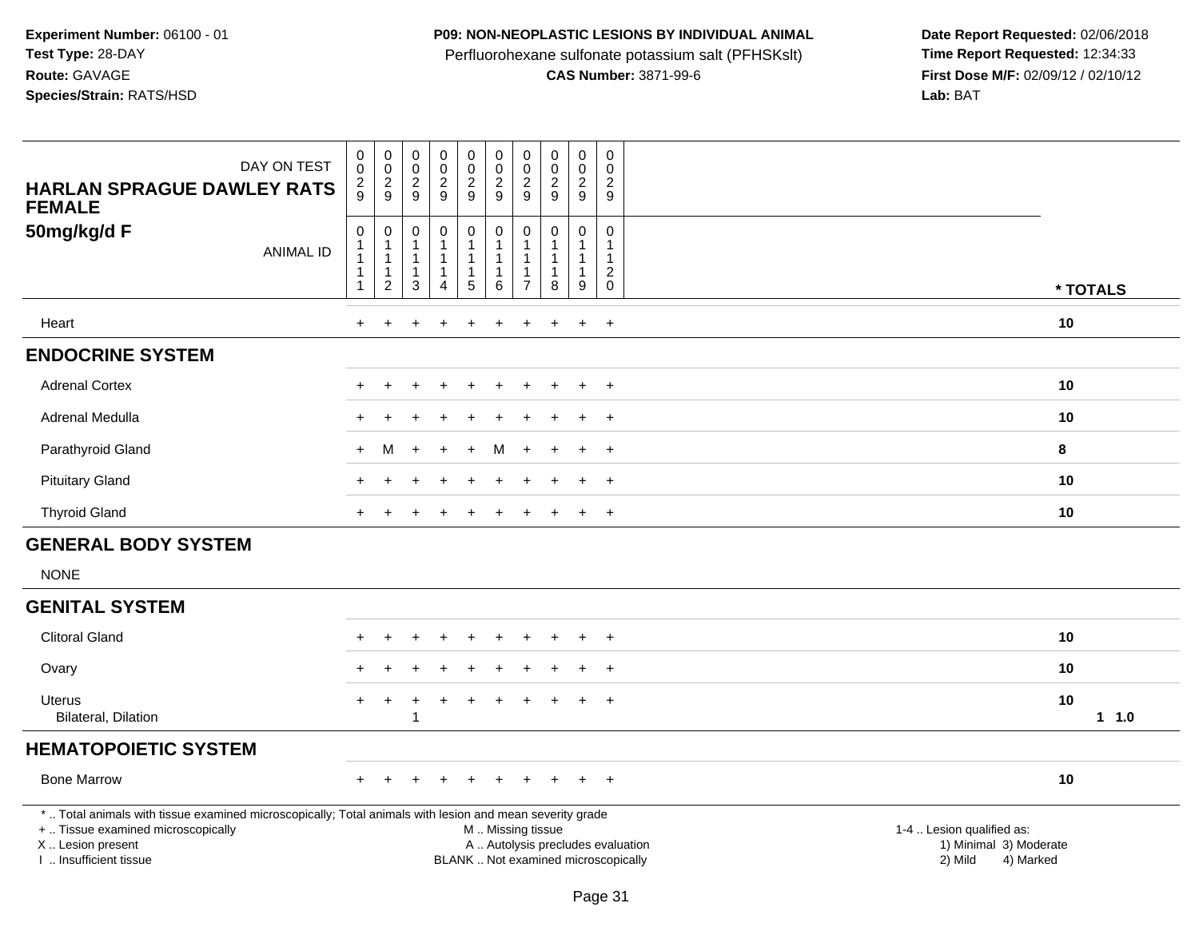**Experiment Number:** 06100 - 01
**Test Type:** 28-DAY
**Route:** GAVAGE
**Species/Strain:** RATS/HSD

**P09: NON-NEOPLASTIC LESIONS BY INDIVIDUAL ANIMAL**
Perfluorohexane sulfonate potassium salt (PFHSKslt)
**CAS Number:** 3871-99-6

**Date Report Requested:** 02/06/2018
**Time Report Requested:** 12:34:33
**First Dose M/F:** 02/09/12 / 02/10/12
**Lab:** BAT

| DAY ON TEST | 0029 | 0029 | 0029 | 0029 | 0029 | 0029 | 0029 | 0029 | 0029 | 0029 | |
|---|---|---|---|---|---|---|---|---|---|---|---|
| **HARLAN SPRAGUE DAWLEY RATS FEMALE 50mg/kg/d F** ANIMAL ID | 01111 | 01112 | 01113 | 01114 | 01115 | 01116 | 01117 | 01118 | 01119 | 01120 | **\* TOTALS** |
| Heart | + | + | + | + | + | + | + | + | + | + | **10** |
| **ENDOCRINE SYSTEM** | | | | | | | | | | | |
| Adrenal Cortex | + | + | + | + | + | + | + | + | + | + | **10** |
| Adrenal Medulla | + | + | + | + | + | + | + | + | + | + | **10** |
| Parathyroid Gland | + | M | + | + | + | M | + | + | + | + | **8** |
| Pituitary Gland | + | + | + | + | + | + | + | + | + | + | **10** |
| Thyroid Gland | + | + | + | + | + | + | + | + | + | + | **10** |
| **GENERAL BODY SYSTEM** | | | | | | | | | | | |
| NONE | | | | | | | | | | | |
| **GENITAL SYSTEM** | | | | | | | | | | | |
| Clitoral Gland | + | + | + | + | + | + | + | + | + | + | **10** |
| Ovary | + | + | + | + | + | + | + | + | + | + | **10** |
| Uterus | + | + | + | + | + | + | + | + | + | + | **10** |
| Bilateral, Dilation | | | 1 | | | | | | | | **1 1.0** |
| **HEMATOPOIETIC SYSTEM** | | | | | | | | | | | |
| Bone Marrow | + | + | + | + | + | + | + | + | + | + | **10** |

\* .. Total animals with tissue examined microscopically; Total animals with lesion and mean severity grade
\+ .. Tissue examined microscopically
X .. Lesion present
I .. Insufficient tissue

M .. Missing tissue
A .. Autolysis precludes evaluation
BLANK .. Not examined microscopically

1-4 .. Lesion qualified as:
1) Minimal 3) Moderate
2) Mild 4) Marked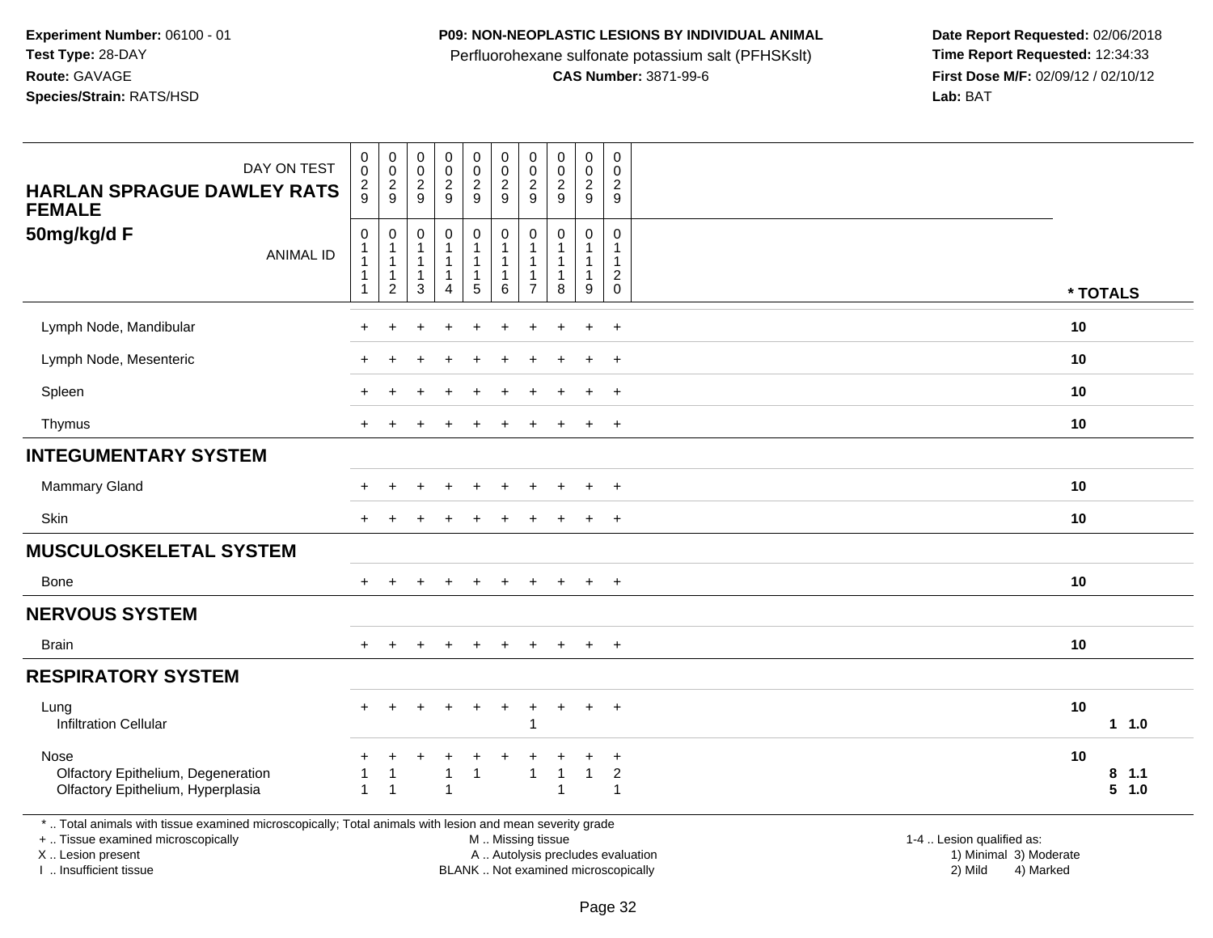**Experiment Number:** 06100 - 01
**Test Type:** 28-DAY
**Route:** GAVAGE
**Species/Strain:** RATS/HSD

**P09: NON-NEOPLASTIC LESIONS BY INDIVIDUAL ANIMAL**
Perfluorohexane sulfonate potassium salt (PFHSKslt)
**CAS Number:** 3871-99-6

**Date Report Requested:** 02/06/2018
**Time Report Requested:** 12:34:33
**First Dose M/F:** 02/09/12 / 02/10/12
**Lab:** BAT

| HARLAN SPRAGUE DAWLEY RATS FEMALE 50mg/kg/d F — DAY ON TEST | 0029 | 0029 | 0029 | 0029 | 0029 | 0029 | 0029 | 0029 | 0029 | 0029 | |
|---|---|---|---|---|---|---|---|---|---|---|---|
| **ANIMAL ID** | 0111 | 0112 | 0113 | 0114 | 0115 | 0116 | 0117 | 0118 | 0119 | 0120 | *** TOTALS** |
| Lymph Node, Mandibular | + | + | + | + | + | + | + | + | + | + | **10** |
| Lymph Node, Mesenteric | + | + | + | + | + | + | + | + | + | + | **10** |
| Spleen | + | + | + | + | + | + | + | + | + | + | **10** |
| Thymus | + | + | + | + | + | + | + | + | + | + | **10** |
| **INTEGUMENTARY SYSTEM** | | | | | | | | | | | |
| Mammary Gland | + | + | + | + | + | + | + | + | + | + | **10** |
| Skin | + | + | + | + | + | + | + | + | + | + | **10** |
| **MUSCULOSKELETAL SYSTEM** | | | | | | | | | | | |
| Bone | + | + | + | + | + | + | + | + | + | + | **10** |
| **NERVOUS SYSTEM** | | | | | | | | | | | |
| Brain | + | + | + | + | + | + | + | + | + | + | **10** |
| **RESPIRATORY SYSTEM** | | | | | | | | | | | |
| Lung | + | + | + | + | + | + | + | + | + | + | **10** |
| Infiltration Cellular | | | | | | | 1 | | | | **1 1.0** |
| Nose | + | + | + | + | + | + | + | + | + | + | **10** |
| Olfactory Epithelium, Degeneration | 1 | 1 | | 1 | 1 | | 1 | 1 | 1 | 2 | **8 1.1** |
| Olfactory Epithelium, Hyperplasia | 1 | 1 | | 1 | | | | 1 | | 1 | **5 1.0** |

\* .. Total animals with tissue examined microscopically; Total animals with lesion and mean severity grade
\+ .. Tissue examined microscopically
X .. Lesion present
I .. Insufficient tissue

M .. Missing tissue
A .. Autolysis precludes evaluation
BLANK .. Not examined microscopically

1-4 .. Lesion qualified as:
1) Minimal 3) Moderate
2) Mild 4) Marked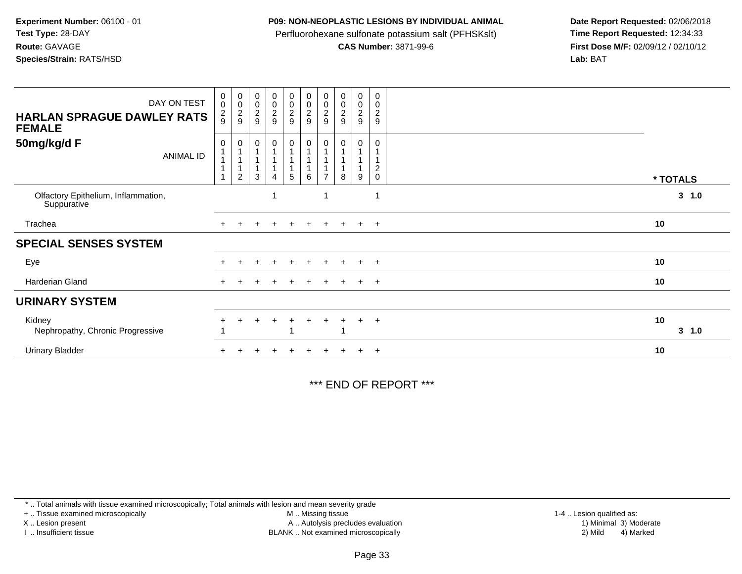**Experiment Number:** 06100 - 01
**Test Type:** 28-DAY
**Route:** GAVAGE
**Species/Strain:** RATS/HSD

**P09: NON-NEOPLASTIC LESIONS BY INDIVIDUAL ANIMAL**
Perfluorohexane sulfonate potassium salt (PFHSKslt)
**CAS Number:** 3871-99-6

**Date Report Requested:** 02/06/2018
**Time Report Requested:** 12:34:33
**First Dose M/F:** 02/09/12 / 02/10/12
**Lab:** BAT

| HARLAN SPRAGUE DAWLEY RATS FEMALE 50mg/kg/d F | | | | | | | | | | | |
|---|---|---|---|---|---|---|---|---|---|---|---|
| DAY ON TEST | 0029 | 0029 | 0029 | 0029 | 0029 | 0029 | 0029 | 0029 | 0029 | 0029 | |
| ANIMAL ID | 01111 | 01112 | 01113 | 01114 | 01115 | 01116 | 01117 | 01118 | 01119 | 01120 | * TOTALS |
| Olfactory Epithelium, Inflammation, Suppurative | | | | 1 | | | 1 | | | 1 | 3 1.0 |
| Trachea | + | + | + | + | + | + | + | + | + | + | 10 |
| **SPECIAL SENSES SYSTEM** | | | | | | | | | | | |
| Eye | + | + | + | + | + | + | + | + | + | + | 10 |
| Harderian Gland | + | + | + | + | + | + | + | + | + | + | 10 |
| **URINARY SYSTEM** | | | | | | | | | | | |
| Kidney | + | + | + | + | + | + | + | + | + | + | 10 |
| Nephropathy, Chronic Progressive | 1 | | | | 1 | | | 1 | | | 3 1.0 |
| Urinary Bladder | + | + | + | + | + | + | + | + | + | + | 10 |

*** END OF REPORT ***

* .. Total animals with tissue examined microscopically; Total animals with lesion and mean severity grade
+ .. Tissue examined microscopically
X .. Lesion present
I .. Insufficient tissue
M .. Missing tissue
A .. Autolysis precludes evaluation
BLANK .. Not examined microscopically
1-4 .. Lesion qualified as:
1) Minimal 3) Moderate
2) Mild 4) Marked